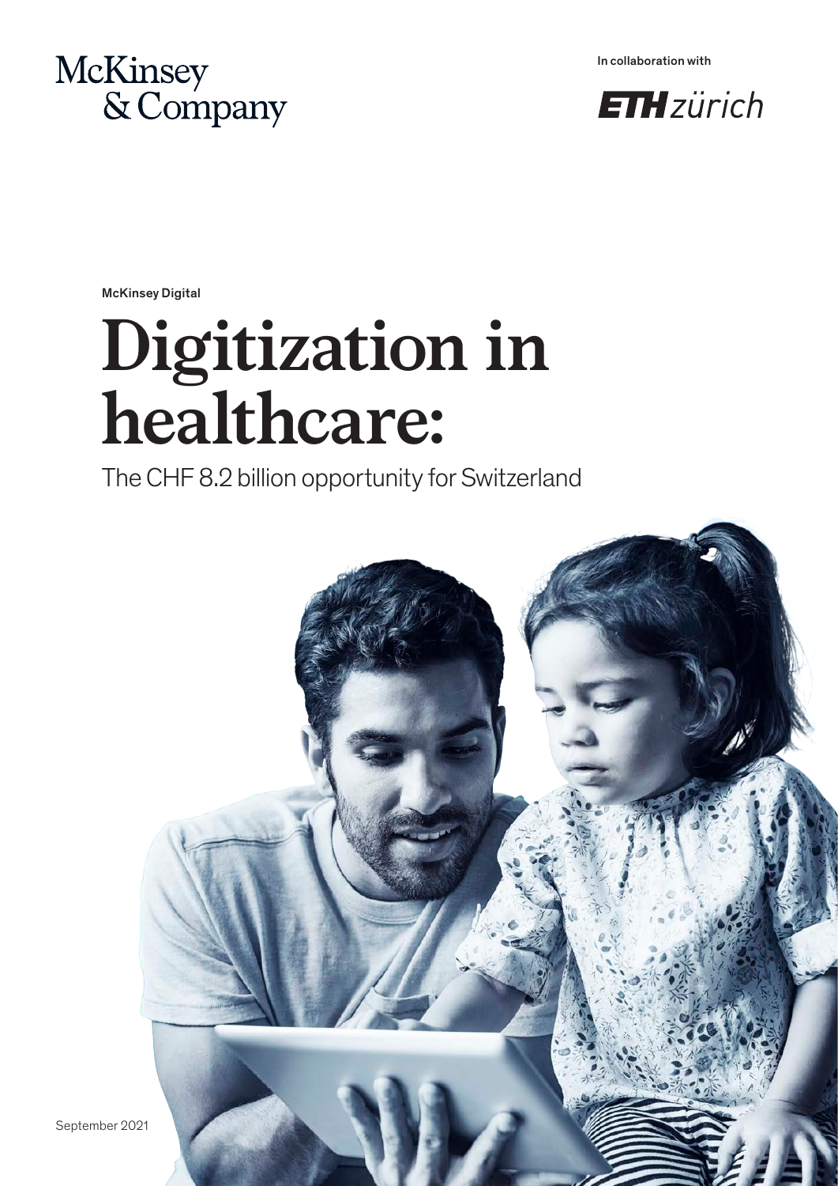McKinsey & Company

In collaboration with

ETH zürich

McKinsey Digital

# Digitization in healthcare:

The CHF 8.2 billion opportunity for Switzerland

September 2021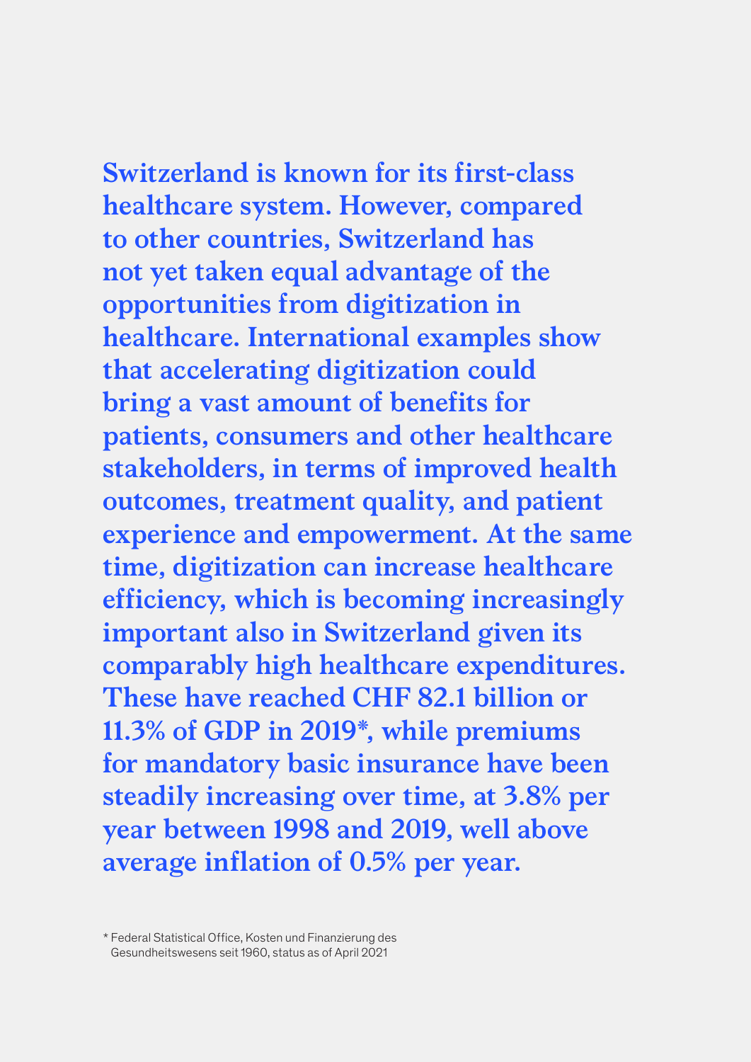**Switzerland is known for its first-class healthcare system. However, compared to other countries, Switzerland has not yet taken equal advantage of the opportunities from digitization in healthcare. International examples show that accelerating digitization could bring a vast amount of benefits for patients, consumers and other healthcare stakeholders, in terms of improved health outcomes, treatment quality, and patient experience and empowerment. At the same time, digitization can increase healthcare efficiency, which is becoming increasingly important also in Switzerland given its comparably high healthcare expenditures. These have reached CHF 82.1 billion or 11.3% of GDP in 2019*, while premiums for mandatory basic insurance have been steadily increasing over time, at 3.8% per year between 1998 and 2019, well above average inflation of 0.5% per year.**

* Federal Statistical Office, Kosten und Finanzierung des Gesundheitswesens seit 1960, status as of April 2021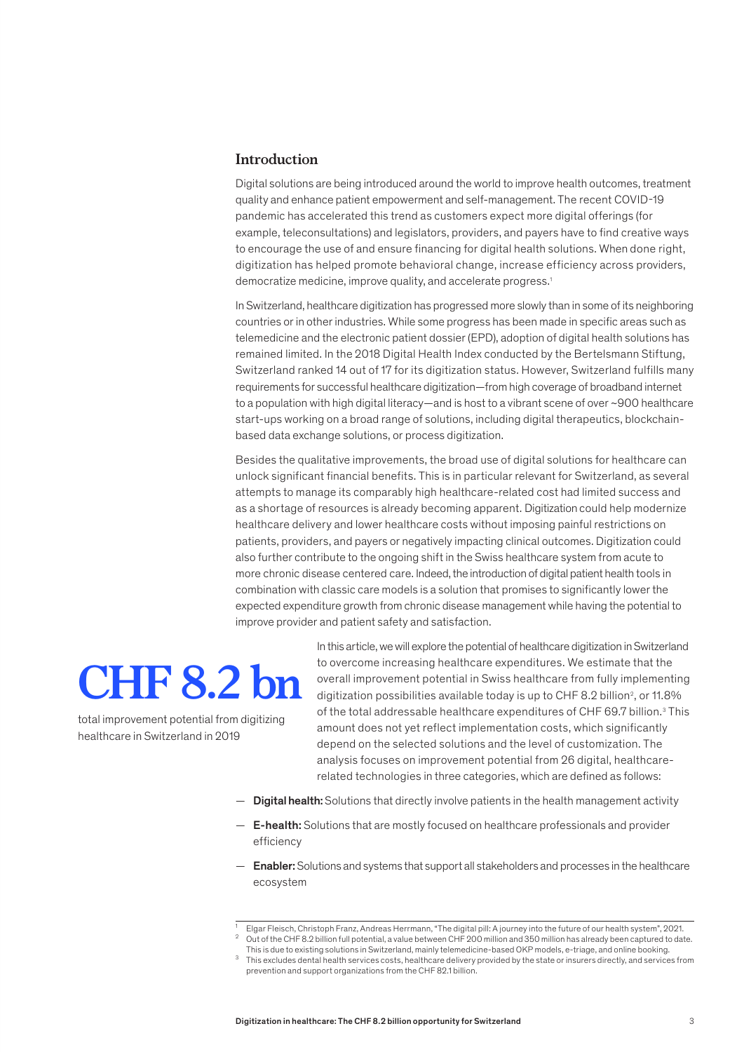## Introduction

Digital solutions are being introduced around the world to improve health outcomes, treatment quality and enhance patient empowerment and self-management. The recent COVID-19 pandemic has accelerated this trend as customers expect more digital offerings (for example, teleconsultations) and legislators, providers, and payers have to find creative ways to encourage the use of and ensure financing for digital health solutions. When done right, digitization has helped promote behavioral change, increase efficiency across providers, democratize medicine, improve quality, and accelerate progress.[1]

In Switzerland, healthcare digitization has progressed more slowly than in some of its neighboring countries or in other industries. While some progress has been made in specific areas such as telemedicine and the electronic patient dossier (EPD), adoption of digital health solutions has remained limited. In the 2018 Digital Health Index conducted by the Bertelsmann Stiftung, Switzerland ranked 14 out of 17 for its digitization status. However, Switzerland fulfills many requirements for successful healthcare digitization—from high coverage of broadband internet to a population with high digital literacy—and is host to a vibrant scene of over ~900 healthcare start-ups working on a broad range of solutions, including digital therapeutics, blockchain-based data exchange solutions, or process digitization.

Besides the qualitative improvements, the broad use of digital solutions for healthcare can unlock significant financial benefits. This is in particular relevant for Switzerland, as several attempts to manage its comparably high healthcare-related cost had limited success and as a shortage of resources is already becoming apparent. Digitization could help modernize healthcare delivery and lower healthcare costs without imposing painful restrictions on patients, providers, and payers or negatively impacting clinical outcomes. Digitization could also further contribute to the ongoing shift in the Swiss healthcare system from acute to more chronic disease centered care. Indeed, the introduction of digital patient health tools in combination with classic care models is a solution that promises to significantly lower the expected expenditure growth from chronic disease management while having the potential to improve provider and patient safety and satisfaction.

**CHF 8.2 bn**

total improvement potential from digitizing healthcare in Switzerland in 2019

In this article, we will explore the potential of healthcare digitization in Switzerland to overcome increasing healthcare expenditures. We estimate that the overall improvement potential in Swiss healthcare from fully implementing digitization possibilities available today is up to CHF 8.2 billion[2], or 11.8% of the total addressable healthcare expenditures of CHF 69.7 billion.[3] This amount does not yet reflect implementation costs, which significantly depend on the selected solutions and the level of customization. The analysis focuses on improvement potential from 26 digital, healthcare-related technologies in three categories, which are defined as follows:

- **Digital health:** Solutions that directly involve patients in the health management activity
- **E-health:** Solutions that are mostly focused on healthcare professionals and provider efficiency
- **Enabler:** Solutions and systems that support all stakeholders and processes in the healthcare ecosystem

[1] Elgar Fleisch, Christoph Franz, Andreas Herrmann, "The digital pill: A journey into the future of our health system", 2021.
[2] Out of the CHF 8.2 billion full potential, a value between CHF 200 million and 350 million has already been captured to date. This is due to existing solutions in Switzerland, mainly telemedicine-based OKP models, e-triage, and online booking.
[3] This excludes dental health services costs, healthcare delivery provided by the state or insurers directly, and services from prevention and support organizations from the CHF 82.1 billion.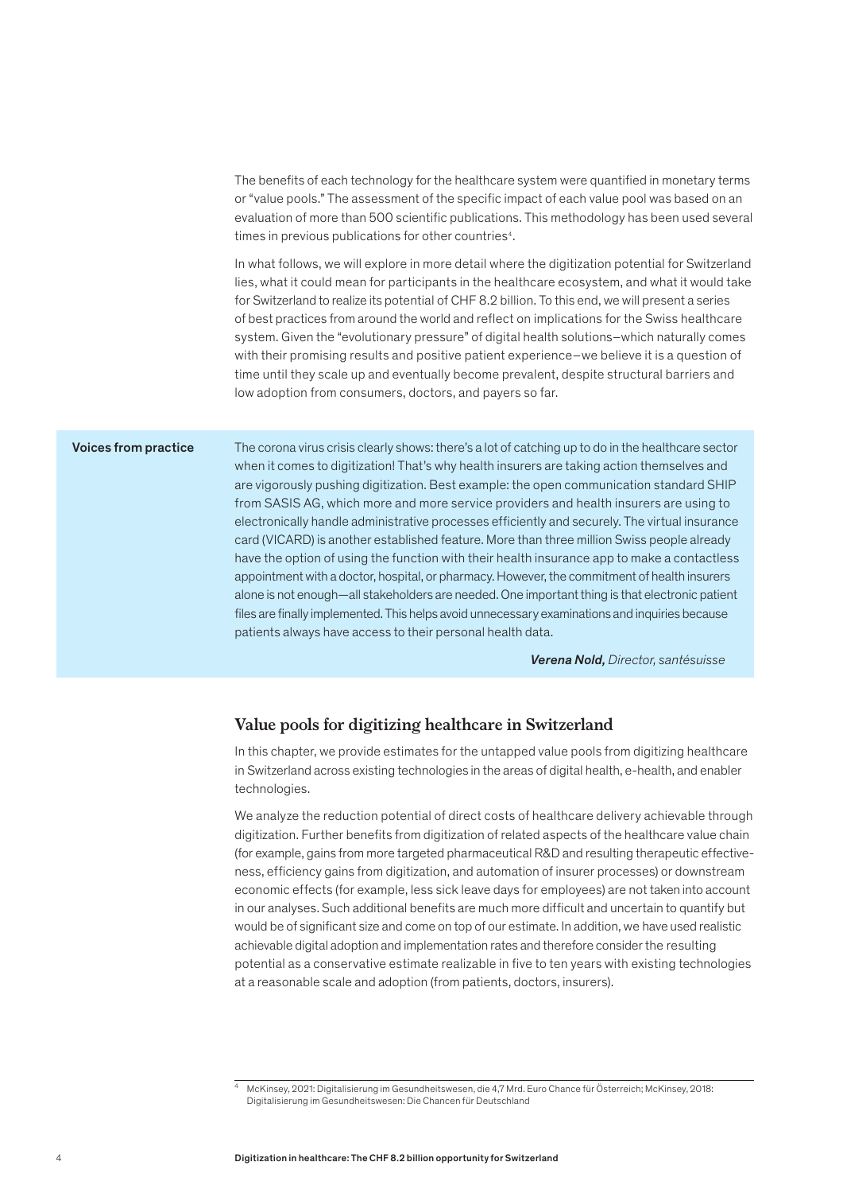The benefits of each technology for the healthcare system were quantified in monetary terms or "value pools." The assessment of the specific impact of each value pool was based on an evaluation of more than 500 scientific publications. This methodology has been used several times in previous publications for other countries[4].

In what follows, we will explore in more detail where the digitization potential for Switzerland lies, what it could mean for participants in the healthcare ecosystem, and what it would take for Switzerland to realize its potential of CHF 8.2 billion. To this end, we will present a series of best practices from around the world and reflect on implications for the Swiss healthcare system. Given the "evolutionary pressure" of digital health solutions–which naturally comes with their promising results and positive patient experience–we believe it is a question of time until they scale up and eventually become prevalent, despite structural barriers and low adoption from consumers, doctors, and payers so far.

**Voices from practice**

The corona virus crisis clearly shows: there's a lot of catching up to do in the healthcare sector when it comes to digitization! That's why health insurers are taking action themselves and are vigorously pushing digitization. Best example: the open communication standard SHIP from SASIS AG, which more and more service providers and health insurers are using to electronically handle administrative processes efficiently and securely. The virtual insurance card (VICARD) is another established feature. More than three million Swiss people already have the option of using the function with their health insurance app to make a contactless appointment with a doctor, hospital, or pharmacy. However, the commitment of health insurers alone is not enough—all stakeholders are needed. One important thing is that electronic patient files are finally implemented. This helps avoid unnecessary examinations and inquiries because patients always have access to their personal health data.

***Verena Nold,** Director, santésuisse*

## Value pools for digitizing healthcare in Switzerland

In this chapter, we provide estimates for the untapped value pools from digitizing healthcare in Switzerland across existing technologies in the areas of digital health, e-health, and enabler technologies.

We analyze the reduction potential of direct costs of healthcare delivery achievable through digitization. Further benefits from digitization of related aspects of the healthcare value chain (for example, gains from more targeted pharmaceutical R&D and resulting therapeutic effectiveness, efficiency gains from digitization, and automation of insurer processes) or downstream economic effects (for example, less sick leave days for employees) are not taken into account in our analyses. Such additional benefits are much more difficult and uncertain to quantify but would be of significant size and come on top of our estimate. In addition, we have used realistic achievable digital adoption and implementation rates and therefore consider the resulting potential as a conservative estimate realizable in five to ten years with existing technologies at a reasonable scale and adoption (from patients, doctors, insurers).

---

[4] McKinsey, 2021: Digitalisierung im Gesundheitswesen, die 4,7 Mrd. Euro Chance für Österreich; McKinsey, 2018: Digitalisierung im Gesundheitswesen: Die Chancen für Deutschland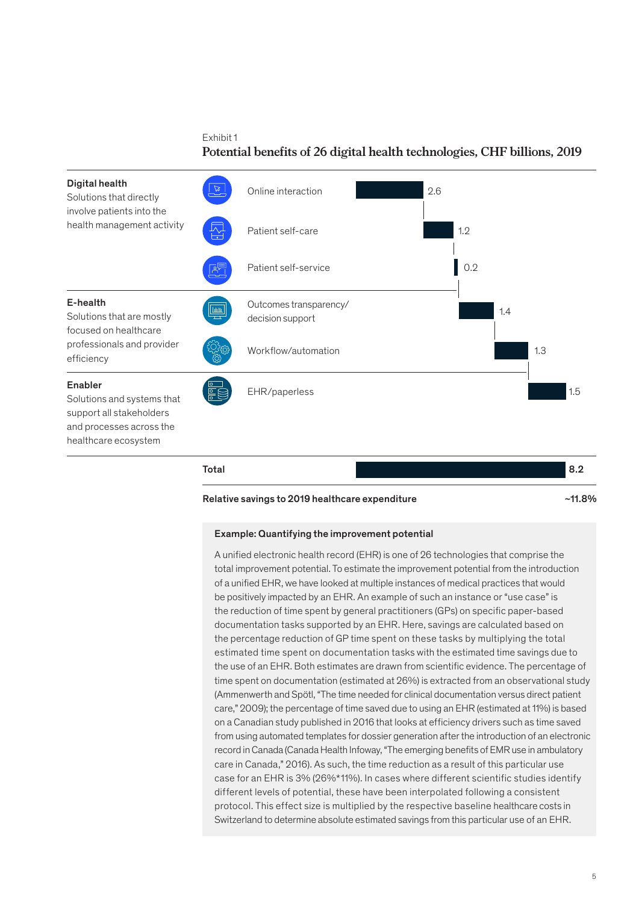Exhibit 1

**Potential benefits of 26 digital health technologies, CHF billions, 2019**

| Category | Technology | CHF billions |
|---|---|---|
| **Digital health** Solutions that directly involve patients into the health management activity | Online interaction | 2.6 |
| | Patient self-care | 1.2 |
| | Patient self-service | 0.2 |
| **E-health** Solutions that are mostly focused on healthcare professionals and provider efficiency | Outcomes transparency/ decision support | 1.4 |
| | Workflow/automation | 1.3 |
| **Enabler** Solutions and systems that support all stakeholders and processes across the healthcare ecosystem | EHR/paperless | 1.5 |
| | **Total** | **8.2** |
| | **Relative savings to 2019 healthcare expenditure** | **~11.8%** |

**Example: Quantifying the improvement potential**

A unified electronic health record (EHR) is one of 26 technologies that comprise the total improvement potential. To estimate the improvement potential from the introduction of a unified EHR, we have looked at multiple instances of medical practices that would be positively impacted by an EHR. An example of such an instance or "use case" is the reduction of time spent by general practitioners (GPs) on specific paper-based documentation tasks supported by an EHR. Here, savings are calculated based on the percentage reduction of GP time spent on these tasks by multiplying the total estimated time spent on documentation tasks with the estimated time savings due to the use of an EHR. Both estimates are drawn from scientific evidence. The percentage of time spent on documentation (estimated at 26%) is extracted from an observational study (Ammenwerth and Spötl, "The time needed for clinical documentation versus direct patient care," 2009); the percentage of time saved due to using an EHR (estimated at 11%) is based on a Canadian study published in 2016 that looks at efficiency drivers such as time saved from using automated templates for dossier generation after the introduction of an electronic record in Canada (Canada Health Infoway, "The emerging benefits of EMR use in ambulatory care in Canada," 2016). As such, the time reduction as a result of this particular use case for an EHR is 3% (26%*11%). In cases where different scientific studies identify different levels of potential, these have been interpolated following a consistent protocol. This effect size is multiplied by the respective baseline healthcare costs in Switzerland to determine absolute estimated savings from this particular use of an EHR.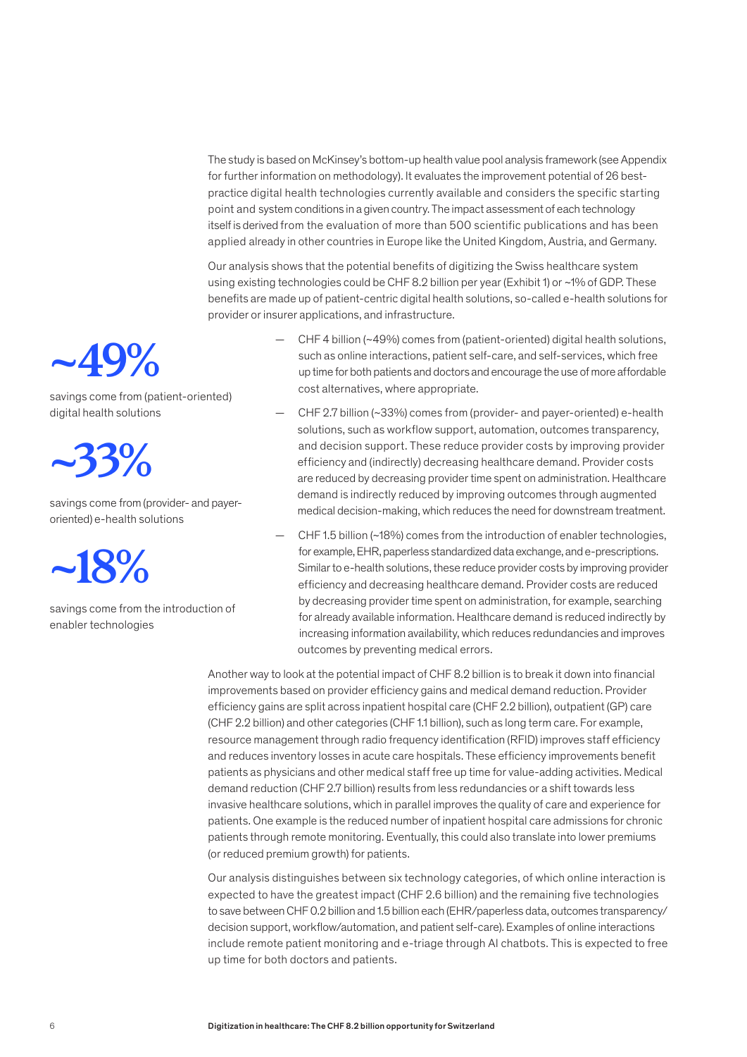The study is based on McKinsey's bottom-up health value pool analysis framework (see Appendix for further information on methodology). It evaluates the improvement potential of 26 best-practice digital health technologies currently available and considers the specific starting point and system conditions in a given country. The impact assessment of each technology itself is derived from the evaluation of more than 500 scientific publications and has been applied already in other countries in Europe like the United Kingdom, Austria, and Germany.

Our analysis shows that the potential benefits of digitizing the Swiss healthcare system using existing technologies could be CHF 8.2 billion per year (Exhibit 1) or ~1% of GDP. These benefits are made up of patient-centric digital health solutions, so-called e-health solutions for provider or insurer applications, and infrastructure.

**~49%**

savings come from (patient-oriented) digital health solutions

**~33%**

savings come from (provider- and payer-oriented) e-health solutions

**~18%**

savings come from the introduction of enabler technologies

- CHF 4 billion (~49%) comes from (patient-oriented) digital health solutions, such as online interactions, patient self-care, and self-services, which free up time for both patients and doctors and encourage the use of more affordable cost alternatives, where appropriate.
- CHF 2.7 billion (~33%) comes from (provider- and payer-oriented) e-health solutions, such as workflow support, automation, outcomes transparency, and decision support. These reduce provider costs by improving provider efficiency and (indirectly) decreasing healthcare demand. Provider costs are reduced by decreasing provider time spent on administration. Healthcare demand is indirectly reduced by improving outcomes through augmented medical decision-making, which reduces the need for downstream treatment.
- CHF 1.5 billion (~18%) comes from the introduction of enabler technologies, for example, EHR, paperless standardized data exchange, and e-prescriptions. Similar to e-health solutions, these reduce provider costs by improving provider efficiency and decreasing healthcare demand. Provider costs are reduced by decreasing provider time spent on administration, for example, searching for already available information. Healthcare demand is reduced indirectly by increasing information availability, which reduces redundancies and improves outcomes by preventing medical errors.

Another way to look at the potential impact of CHF 8.2 billion is to break it down into financial improvements based on provider efficiency gains and medical demand reduction. Provider efficiency gains are split across inpatient hospital care (CHF 2.2 billion), outpatient (GP) care (CHF 2.2 billion) and other categories (CHF 1.1 billion), such as long term care. For example, resource management through radio frequency identification (RFID) improves staff efficiency and reduces inventory losses in acute care hospitals. These efficiency improvements benefit patients as physicians and other medical staff free up time for value-adding activities. Medical demand reduction (CHF 2.7 billion) results from less redundancies or a shift towards less invasive healthcare solutions, which in parallel improves the quality of care and experience for patients. One example is the reduced number of inpatient hospital care admissions for chronic patients through remote monitoring. Eventually, this could also translate into lower premiums (or reduced premium growth) for patients.

Our analysis distinguishes between six technology categories, of which online interaction is expected to have the greatest impact (CHF 2.6 billion) and the remaining five technologies to save between CHF 0.2 billion and 1.5 billion each (EHR/paperless data, outcomes transparency/decision support, workflow/automation, and patient self-care). Examples of online interactions include remote patient monitoring and e-triage through AI chatbots. This is expected to free up time for both doctors and patients.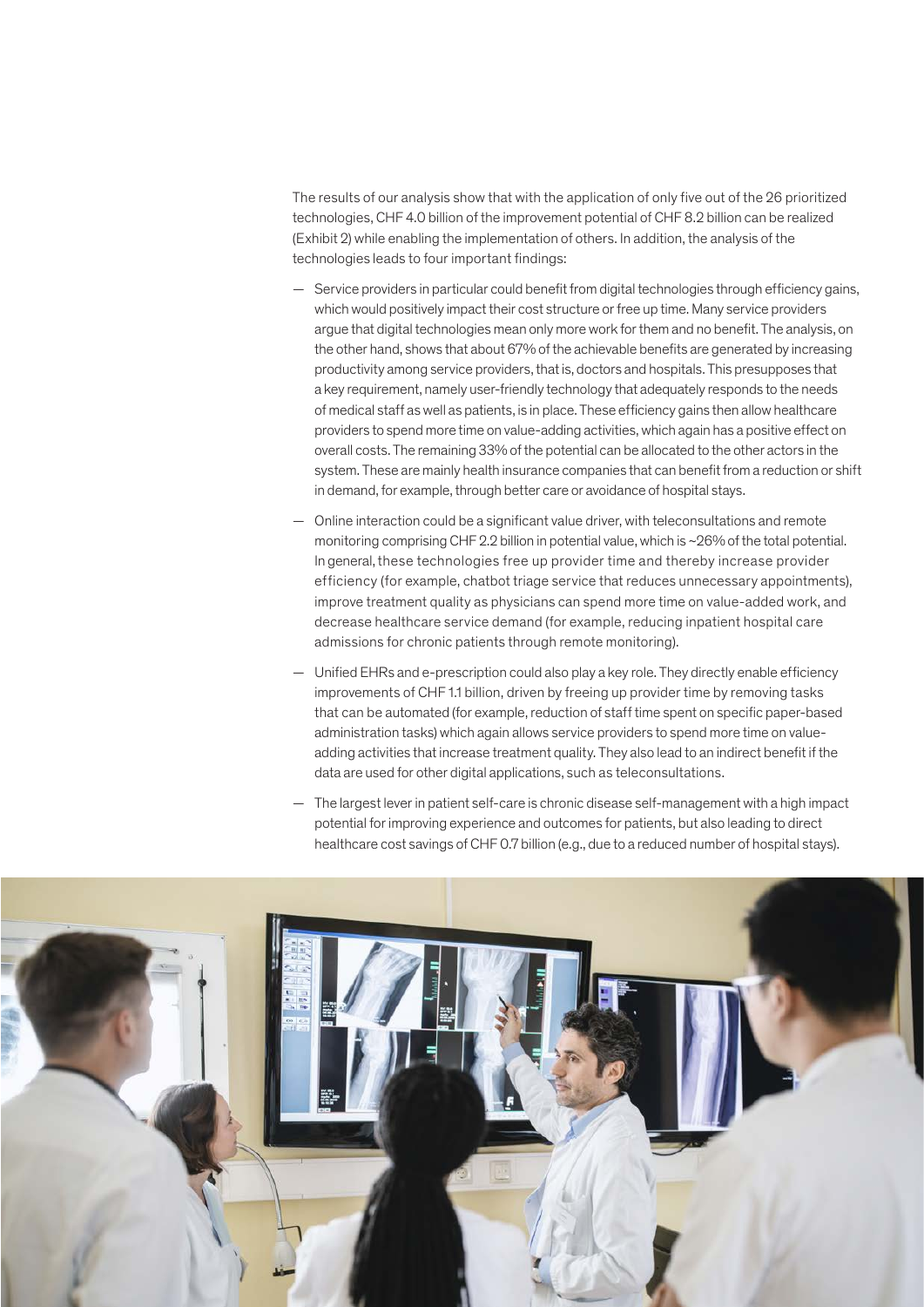The results of our analysis show that with the application of only five out of the 26 prioritized technologies, CHF 4.0 billion of the improvement potential of CHF 8.2 billion can be realized (Exhibit 2) while enabling the implementation of others. In addition, the analysis of the technologies leads to four important findings:

— Service providers in particular could benefit from digital technologies through efficiency gains, which would positively impact their cost structure or free up time. Many service providers argue that digital technologies mean only more work for them and no benefit. The analysis, on the other hand, shows that about 67% of the achievable benefits are generated by increasing productivity among service providers, that is, doctors and hospitals. This presupposes that a key requirement, namely user-friendly technology that adequately responds to the needs of medical staff as well as patients, is in place. These efficiency gains then allow healthcare providers to spend more time on value-adding activities, which again has a positive effect on overall costs. The remaining 33% of the potential can be allocated to the other actors in the system. These are mainly health insurance companies that can benefit from a reduction or shift in demand, for example, through better care or avoidance of hospital stays.

— Online interaction could be a significant value driver, with teleconsultations and remote monitoring comprising CHF 2.2 billion in potential value, which is ~26% of the total potential. In general, these technologies free up provider time and thereby increase provider efficiency (for example, chatbot triage service that reduces unnecessary appointments), improve treatment quality as physicians can spend more time on value-added work, and decrease healthcare service demand (for example, reducing inpatient hospital care admissions for chronic patients through remote monitoring).

— Unified EHRs and e-prescription could also play a key role. They directly enable efficiency improvements of CHF 1.1 billion, driven by freeing up provider time by removing tasks that can be automated (for example, reduction of staff time spent on specific paper-based administration tasks) which again allows service providers to spend more time on value-adding activities that increase treatment quality. They also lead to an indirect benefit if the data are used for other digital applications, such as teleconsultations.

— The largest lever in patient self-care is chronic disease self-management with a high impact potential for improving experience and outcomes for patients, but also leading to direct healthcare cost savings of CHF 0.7 billion (e.g., due to a reduced number of hospital stays).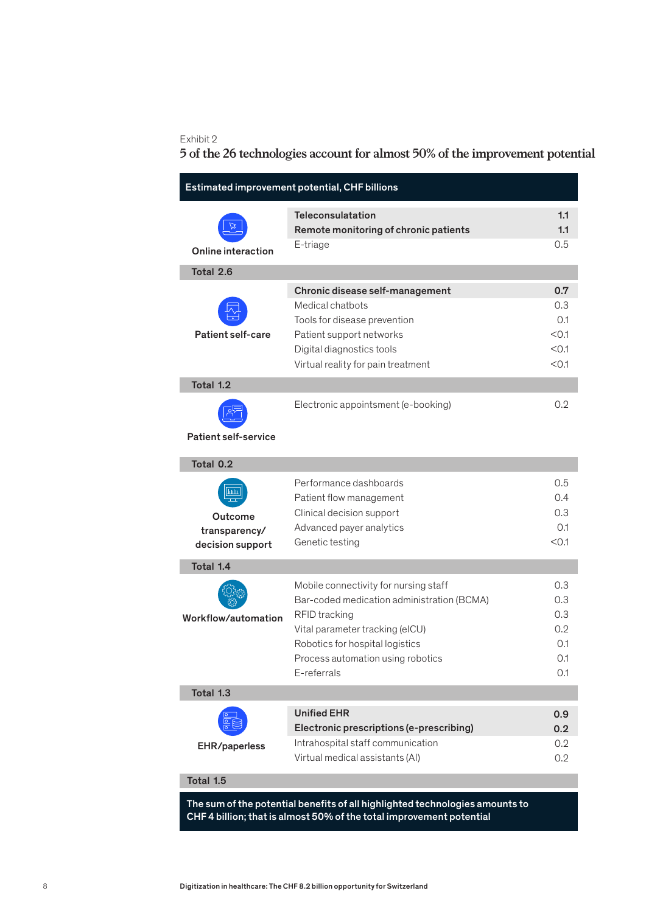Exhibit 2

## 5 of the 26 technologies account for almost 50% of the improvement potential

**Estimated improvement potential, CHF billions**

| Category | Technology | CHF billions |
|---|---|---|
| Online interaction | **Teleconsulatation** | **1.1** |
| | **Remote monitoring of chronic patients** | **1.1** |
| | E-triage | 0.5 |
| **Total 2.6** | | |
| Patient self-care | **Chronic disease self-management** | **0.7** |
| | Medical chatbots | 0.3 |
| | Tools for disease prevention | 0.1 |
| | Patient support networks | <0.1 |
| | Digital diagnostics tools | <0.1 |
| | Virtual reality for pain treatment | <0.1 |
| **Total 1.2** | | |
| Patient self-service | Electronic appointsment (e-booking) | 0.2 |
| **Total 0.2** | | |
| Outcome transparency/ decision support | Performance dashboards | 0.5 |
| | Patient flow management | 0.4 |
| | Clinical decision support | 0.3 |
| | Advanced payer analytics | 0.1 |
| | Genetic testing | <0.1 |
| **Total 1.4** | | |
| Workflow/automation | Mobile connectivity for nursing staff | 0.3 |
| | Bar-coded medication administration (BCMA) | 0.3 |
| | RFID tracking | 0.3 |
| | Vital parameter tracking (eICU) | 0.2 |
| | Robotics for hospital logistics | 0.1 |
| | Process automation using robotics | 0.1 |
| | E-referrals | 0.1 |
| **Total 1.3** | | |
| EHR/paperless | **Unified EHR** | **0.9** |
| | **Electronic prescriptions (e-prescribing)** | **0.2** |
| | Intrahospital staff communication | 0.2 |
| | Virtual medical assistants (AI) | 0.2 |
| **Total 1.5** | | |

**The sum of the potential benefits of all highlighted technologies amounts to CHF 4 billion; that is almost 50% of the total improvement potential**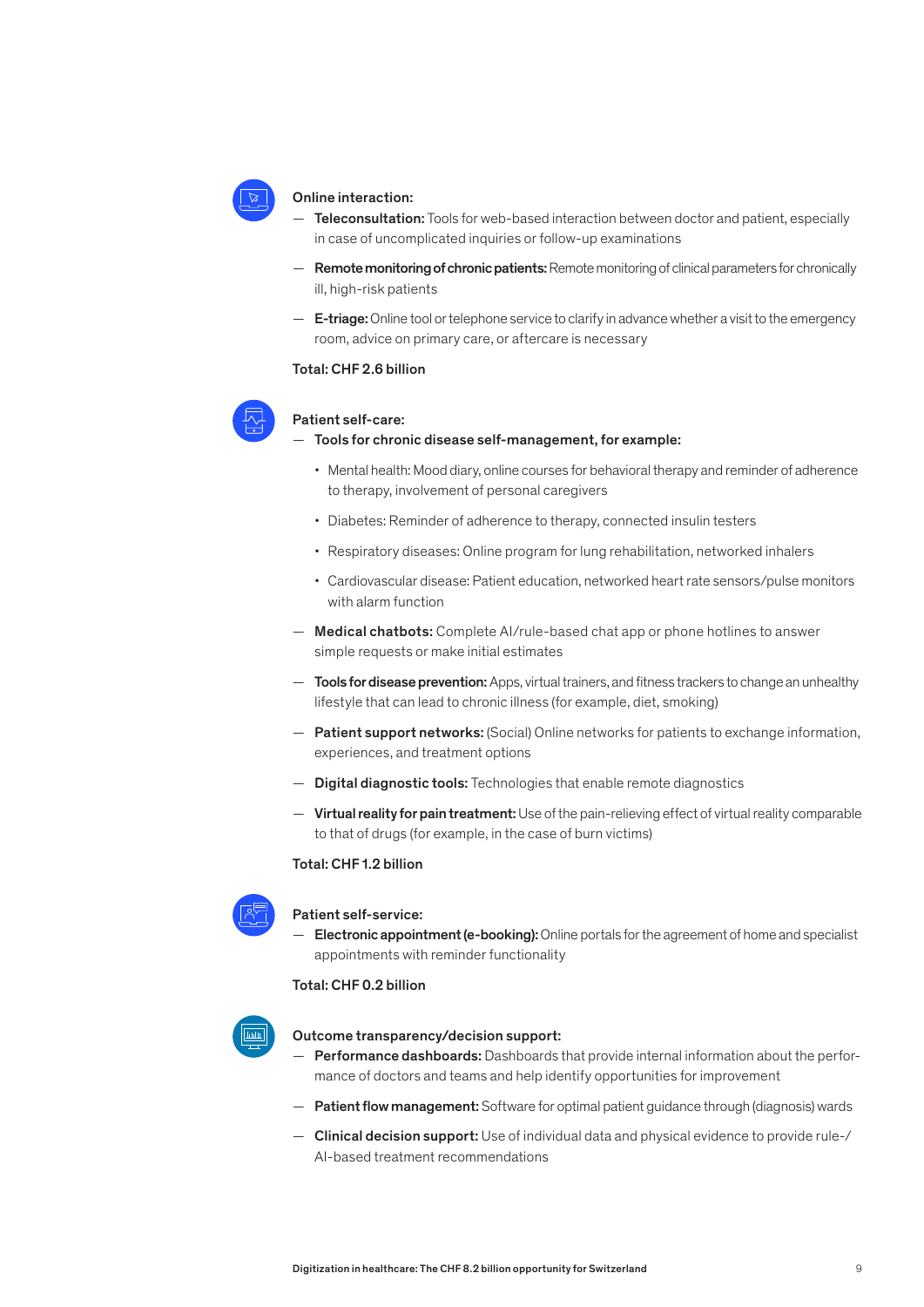**Online interaction:**

- **Teleconsultation:** Tools for web-based interaction between doctor and patient, especially in case of uncomplicated inquiries or follow-up examinations
- **Remote monitoring of chronic patients:** Remote monitoring of clinical parameters for chronically ill, high-risk patients
- **E-triage:** Online tool or telephone service to clarify in advance whether a visit to the emergency room, advice on primary care, or aftercare is necessary

**Total: CHF 2.6 billion**

**Patient self-care:**

- **Tools for chronic disease self-management, for example:**
  - Mental health: Mood diary, online courses for behavioral therapy and reminder of adherence to therapy, involvement of personal caregivers
  - Diabetes: Reminder of adherence to therapy, connected insulin testers
  - Respiratory diseases: Online program for lung rehabilitation, networked inhalers
  - Cardiovascular disease: Patient education, networked heart rate sensors/pulse monitors with alarm function
- **Medical chatbots:** Complete AI/rule-based chat app or phone hotlines to answer simple requests or make initial estimates
- **Tools for disease prevention:** Apps, virtual trainers, and fitness trackers to change an unhealthy lifestyle that can lead to chronic illness (for example, diet, smoking)
- **Patient support networks:** (Social) Online networks for patients to exchange information, experiences, and treatment options
- **Digital diagnostic tools:** Technologies that enable remote diagnostics
- **Virtual reality for pain treatment:** Use of the pain-relieving effect of virtual reality comparable to that of drugs (for example, in the case of burn victims)

**Total: CHF 1.2 billion**

**Patient self-service:**

- **Electronic appointment (e-booking):** Online portals for the agreement of home and specialist appointments with reminder functionality

**Total: CHF 0.2 billion**

**Outcome transparency/decision support:**

- **Performance dashboards:** Dashboards that provide internal information about the performance of doctors and teams and help identify opportunities for improvement
- **Patient flow management:** Software for optimal patient guidance through (diagnosis) wards
- **Clinical decision support:** Use of individual data and physical evidence to provide rule-/AI-based treatment recommendations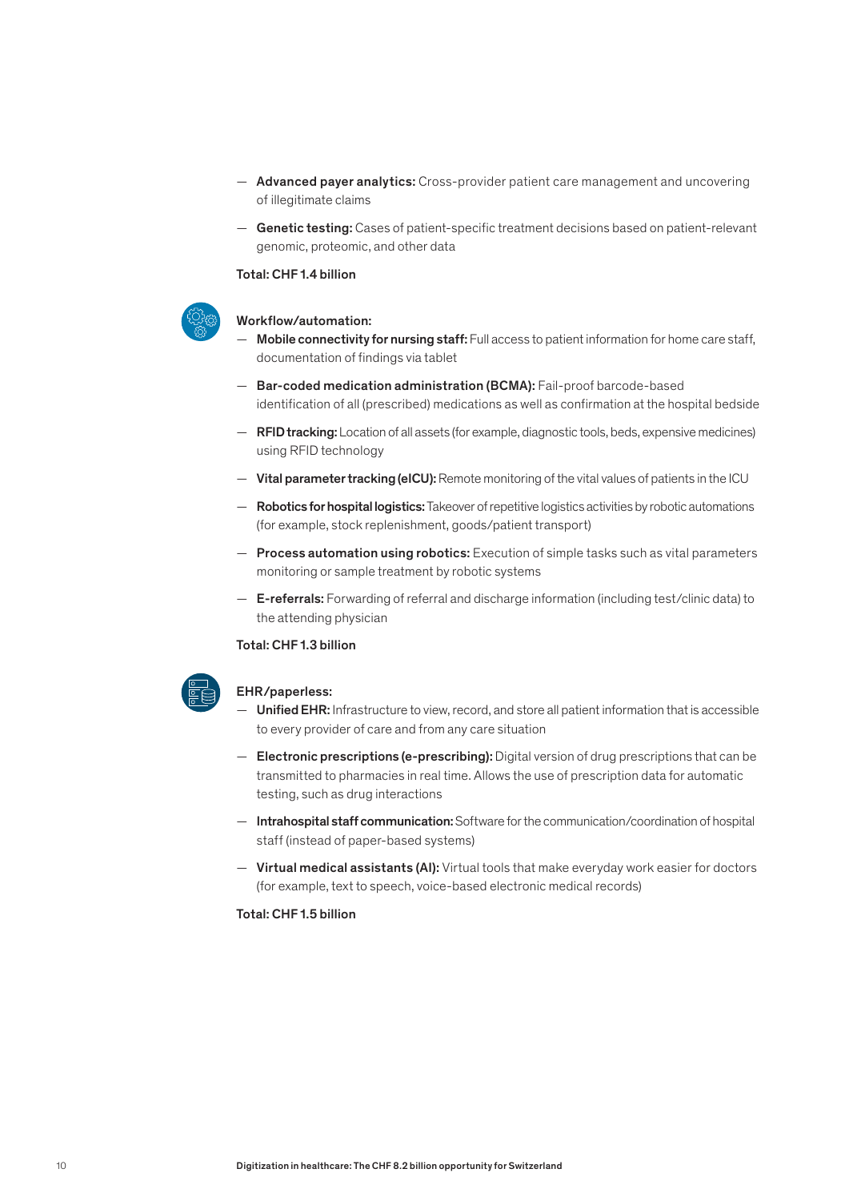- **Advanced payer analytics:** Cross-provider patient care management and uncovering of illegitimate claims
- **Genetic testing:** Cases of patient-specific treatment decisions based on patient-relevant genomic, proteomic, and other data

**Total: CHF 1.4 billion**

**Workflow/automation:**

- **Mobile connectivity for nursing staff:** Full access to patient information for home care staff, documentation of findings via tablet
- **Bar-coded medication administration (BCMA):** Fail-proof barcode-based identification of all (prescribed) medications as well as confirmation at the hospital bedside
- **RFID tracking:** Location of all assets (for example, diagnostic tools, beds, expensive medicines) using RFID technology
- **Vital parameter tracking (eICU):** Remote monitoring of the vital values of patients in the ICU
- **Robotics for hospital logistics:** Takeover of repetitive logistics activities by robotic automations (for example, stock replenishment, goods/patient transport)
- **Process automation using robotics:** Execution of simple tasks such as vital parameters monitoring or sample treatment by robotic systems
- **E-referrals:** Forwarding of referral and discharge information (including test/clinic data) to the attending physician

**Total: CHF 1.3 billion**

**EHR/paperless:**

- **Unified EHR:** Infrastructure to view, record, and store all patient information that is accessible to every provider of care and from any care situation
- **Electronic prescriptions (e-prescribing):** Digital version of drug prescriptions that can be transmitted to pharmacies in real time. Allows the use of prescription data for automatic testing, such as drug interactions
- **Intrahospital staff communication:** Software for the communication/coordination of hospital staff (instead of paper-based systems)
- **Virtual medical assistants (AI):** Virtual tools that make everyday work easier for doctors (for example, text to speech, voice-based electronic medical records)

**Total: CHF 1.5 billion**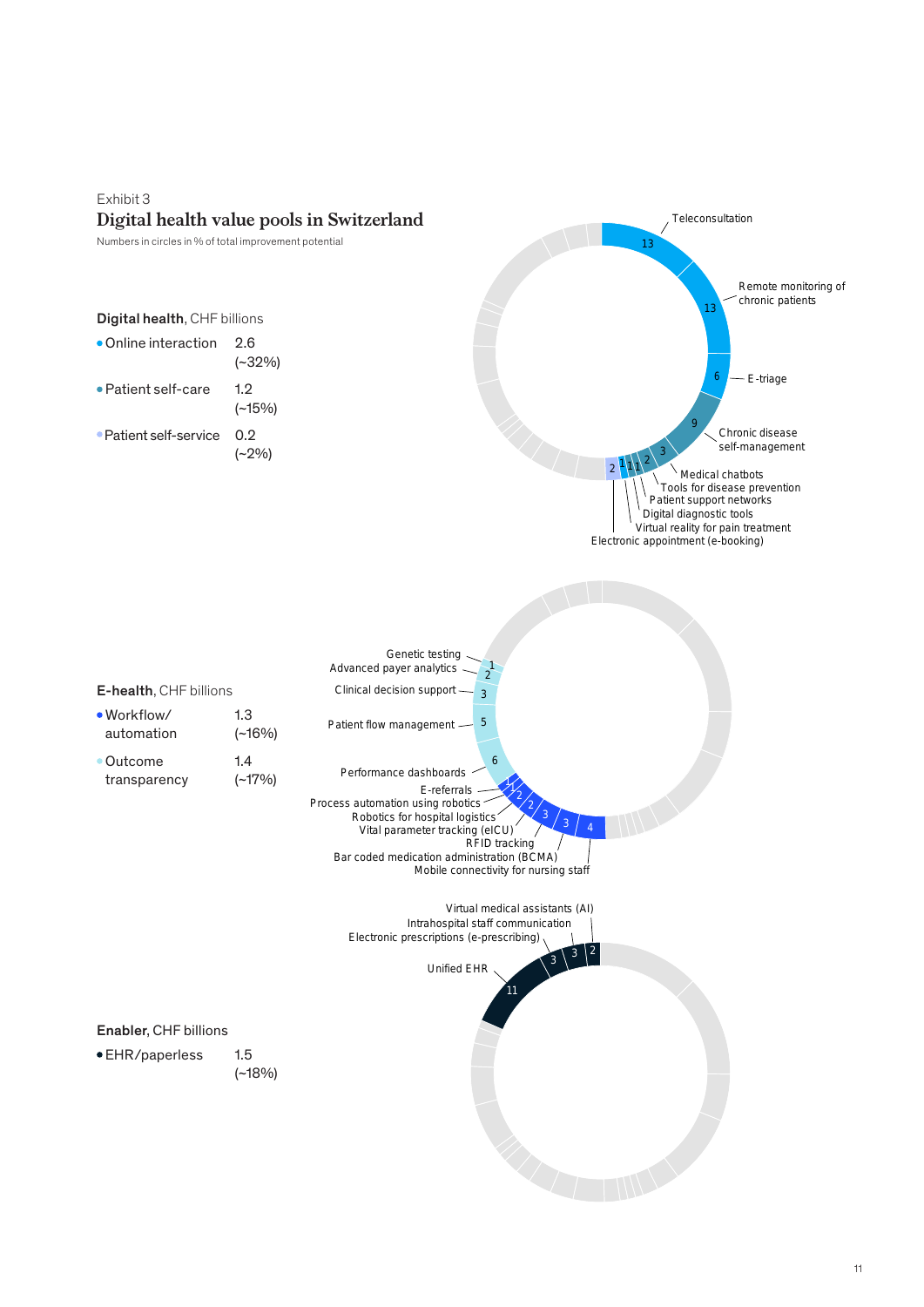Exhibit 3

## Digital health value pools in Switzerland

Numbers in circles in % of total improvement potential

**Digital health**, CHF billions

- Online interaction 2.6 (~32%)
- Patient self-care 1.2 (~15%)
- Patient self-service 0.2 (~2%)

Teleconsultation 13
Remote monitoring of chronic patients 13
E-triage 6
Chronic disease self-management 9
Medical chatbots 3
Tools for disease prevention 2
Patient support networks 1
Digital diagnostic tools 1
Virtual reality for pain treatment 1
Electronic appointment (e-booking) 2

**E-health**, CHF billions

- Workflow/automation 1.3 (~16%)
- Outcome transparency 1.4 (~17%)

Genetic testing 1
Advanced payer analytics 2
Clinical decision support 3
Patient flow management 5
Performance dashboards 6
E-referrals 1
Process automation using robotics 1
Robotics for hospital logistics 2
Vital parameter tracking (eICU) 2
RFID tracking 3
Bar coded medication administration (BCMA) 3
Mobile connectivity for nursing staff 4

**Enabler**, CHF billions

- EHR/paperless 1.5 (~18%)

Virtual medical assistants (AI) 2
Intrahospital staff communication 3
Electronic prescriptions (e-prescribing) 3
Unified EHR 11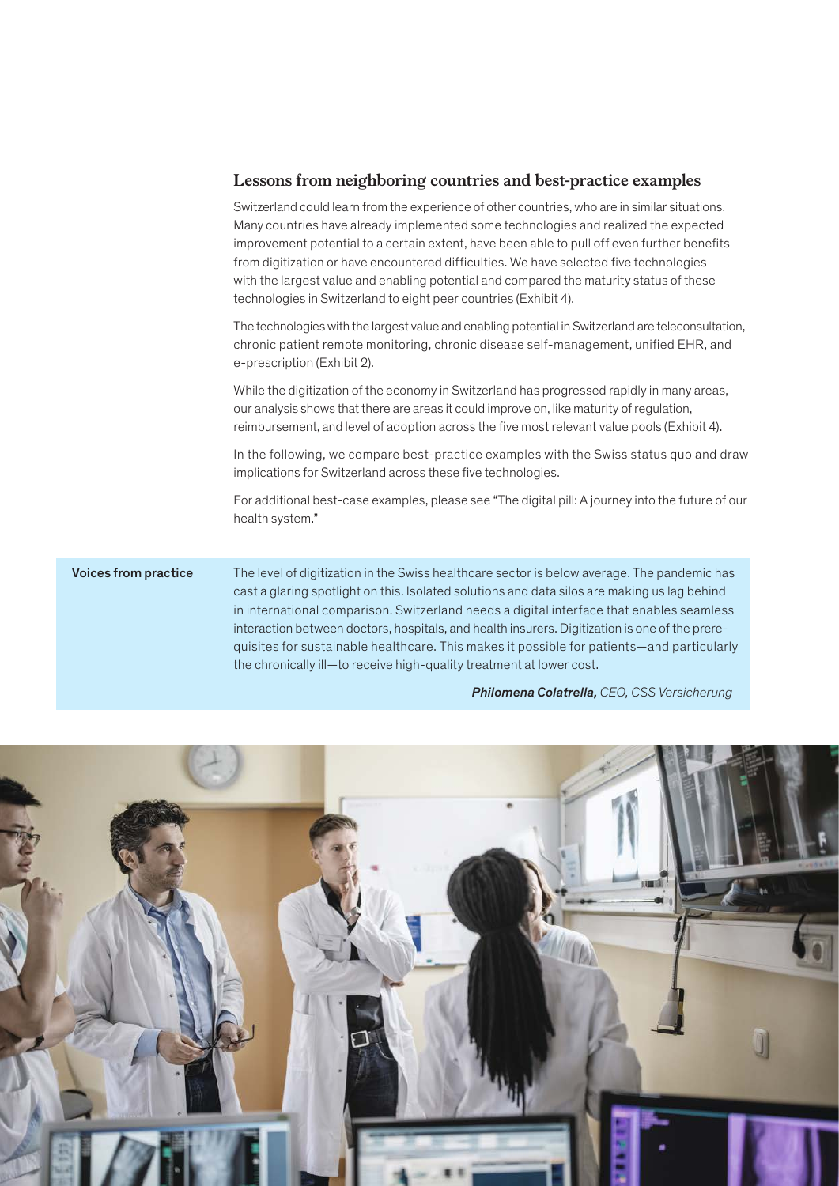## Lessons from neighboring countries and best-practice examples

Switzerland could learn from the experience of other countries, who are in similar situations. Many countries have already implemented some technologies and realized the expected improvement potential to a certain extent, have been able to pull off even further benefits from digitization or have encountered difficulties. We have selected five technologies with the largest value and enabling potential and compared the maturity status of these technologies in Switzerland to eight peer countries (Exhibit 4).

The technologies with the largest value and enabling potential in Switzerland are teleconsultation, chronic patient remote monitoring, chronic disease self-management, unified EHR, and e-prescription (Exhibit 2).

While the digitization of the economy in Switzerland has progressed rapidly in many areas, our analysis shows that there are areas it could improve on, like maturity of regulation, reimbursement, and level of adoption across the five most relevant value pools (Exhibit 4).

In the following, we compare best-practice examples with the Swiss status quo and draw implications for Switzerland across these five technologies.

For additional best-case examples, please see "The digital pill: A journey into the future of our health system."

**Voices from practice**

The level of digitization in the Swiss healthcare sector is below average. The pandemic has cast a glaring spotlight on this. Isolated solutions and data silos are making us lag behind in international comparison. Switzerland needs a digital interface that enables seamless interaction between doctors, hospitals, and health insurers. Digitization is one of the prerequisites for sustainable healthcare. This makes it possible for patients—and particularly the chronically ill—to receive high-quality treatment at lower cost.

***Philomena Colatrella,*** *CEO, CSS Versicherung*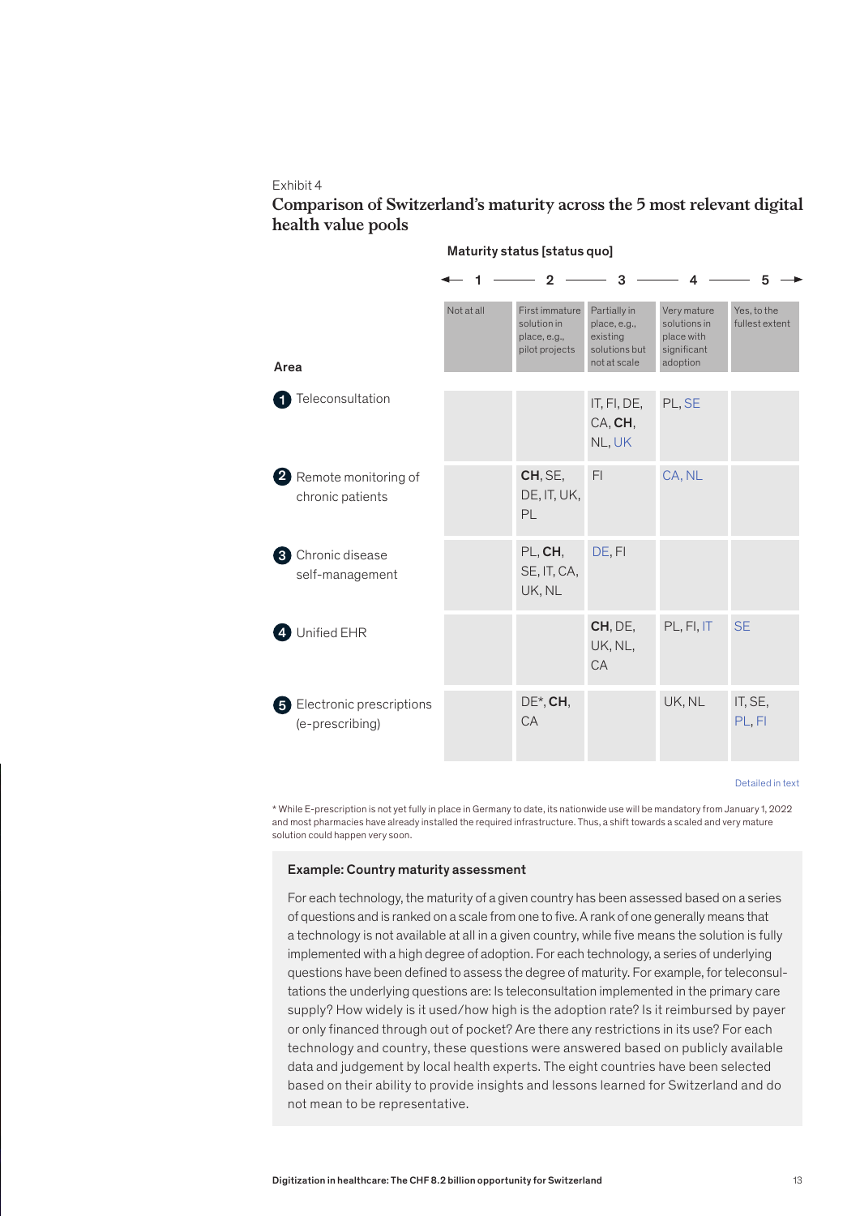Exhibit 4

## Comparison of Switzerland's maturity across the 5 most relevant digital health value pools

Maturity status [status quo]

| Area | 1 – Not at all | 2 – First immature solution in place, e.g., pilot projects | 3 – Partially in place, e.g., existing solutions but not at scale | 4 – Very mature solutions in place with significant adoption | 5 – Yes, to the fullest extent |
|---|---|---|---|---|---|
| 1 Teleconsultation | | | IT, FI, DE, CA, **CH**, NL, UK | PL, SE | |
| 2 Remote monitoring of chronic patients | | **CH**, SE, DE, IT, UK, PL | FI | CA, NL | |
| 3 Chronic disease self-management | | PL, **CH**, SE, IT, CA, UK, NL | DE, FI | | |
| 4 Unified EHR | | | **CH**, DE, UK, NL, CA | PL, FI, IT | SE |
| 5 Electronic prescriptions (e-prescribing) | | DE*, **CH**, CA | | UK, NL | IT, SE, PL, FI |

Detailed in text

* While E-prescription is not yet fully in place in Germany to date, its nationwide use will be mandatory from January 1, 2022 and most pharmacies have already installed the required infrastructure. Thus, a shift towards a scaled and very mature solution could happen very soon.

### Example: Country maturity assessment

For each technology, the maturity of a given country has been assessed based on a series of questions and is ranked on a scale from one to five. A rank of one generally means that a technology is not available at all in a given country, while five means the solution is fully implemented with a high degree of adoption. For each technology, a series of underlying questions have been defined to assess the degree of maturity. For example, for teleconsultations the underlying questions are: Is teleconsultation implemented in the primary care supply? How widely is it used/how high is the adoption rate? Is it reimbursed by payer or only financed through out of pocket? Are there any restrictions in its use? For each technology and country, these questions were answered based on publicly available data and judgement by local health experts. The eight countries have been selected based on their ability to provide insights and lessons learned for Switzerland and do not mean to be representative.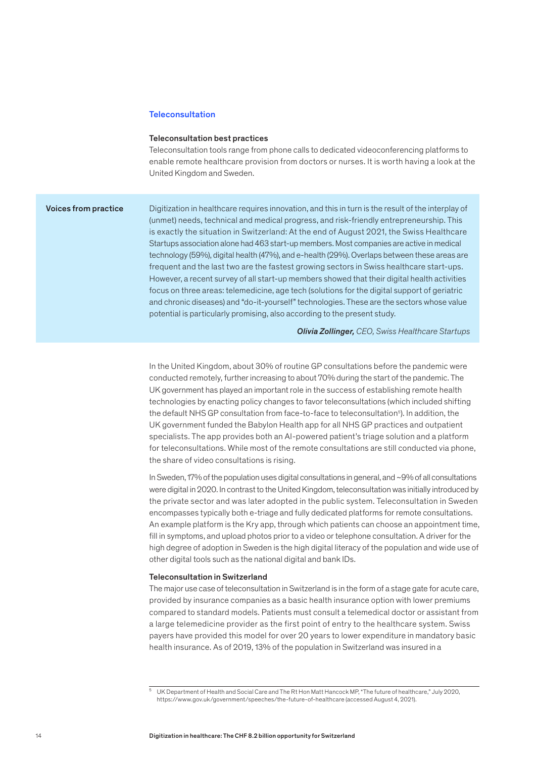## Teleconsultation

### Teleconsultation best practices

Teleconsultation tools range from phone calls to dedicated videoconferencing platforms to enable remote healthcare provision from doctors or nurses. It is worth having a look at the United Kingdom and Sweden.

> **Voices from practice**
>
> Digitization in healthcare requires innovation, and this in turn is the result of the interplay of (unmet) needs, technical and medical progress, and risk-friendly entrepreneurship. This is exactly the situation in Switzerland: At the end of August 2021, the Swiss Healthcare Startups association alone had 463 start-up members. Most companies are active in medical technology (59%), digital health (47%), and e-health (29%). Overlaps between these areas are frequent and the last two are the fastest growing sectors in Swiss healthcare start-ups. However, a recent survey of all start-up members showed that their digital health activities focus on three areas: telemedicine, age tech (solutions for the digital support of geriatric and chronic diseases) and "do-it-yourself" technologies. These are the sectors whose value potential is particularly promising, also according to the present study.
>
> ***Olivia Zollinger,*** *CEO, Swiss Healthcare Startups*

In the United Kingdom, about 30% of routine GP consultations before the pandemic were conducted remotely, further increasing to about 70% during the start of the pandemic. The UK government has played an important role in the success of establishing remote health technologies by enacting policy changes to favor teleconsultations (which included shifting the default NHS GP consultation from face-to-face to teleconsultation[5]). In addition, the UK government funded the Babylon Health app for all NHS GP practices and outpatient specialists. The app provides both an AI-powered patient's triage solution and a platform for teleconsultations. While most of the remote consultations are still conducted via phone, the share of video consultations is rising.

In Sweden, 17% of the population uses digital consultations in general, and ~9% of all consultations were digital in 2020. In contrast to the United Kingdom, teleconsultation was initially introduced by the private sector and was later adopted in the public system. Teleconsultation in Sweden encompasses typically both e-triage and fully dedicated platforms for remote consultations. An example platform is the Kry app, through which patients can choose an appointment time, fill in symptoms, and upload photos prior to a video or telephone consultation. A driver for the high degree of adoption in Sweden is the high digital literacy of the population and wide use of other digital tools such as the national digital and bank IDs.

### Teleconsultation in Switzerland

The major use case of teleconsultation in Switzerland is in the form of a stage gate for acute care, provided by insurance companies as a basic health insurance option with lower premiums compared to standard models. Patients must consult a telemedical doctor or assistant from a large telemedicine provider as the first point of entry to the healthcare system. Swiss payers have provided this model for over 20 years to lower expenditure in mandatory basic health insurance. As of 2019, 13% of the population in Switzerland was insured in a

---

[5] UK Department of Health and Social Care and The Rt Hon Matt Hancock MP, "The future of healthcare," July 2020, https://www.gov.uk/government/speeches/the-future-of-healthcare (accessed August 4, 2021).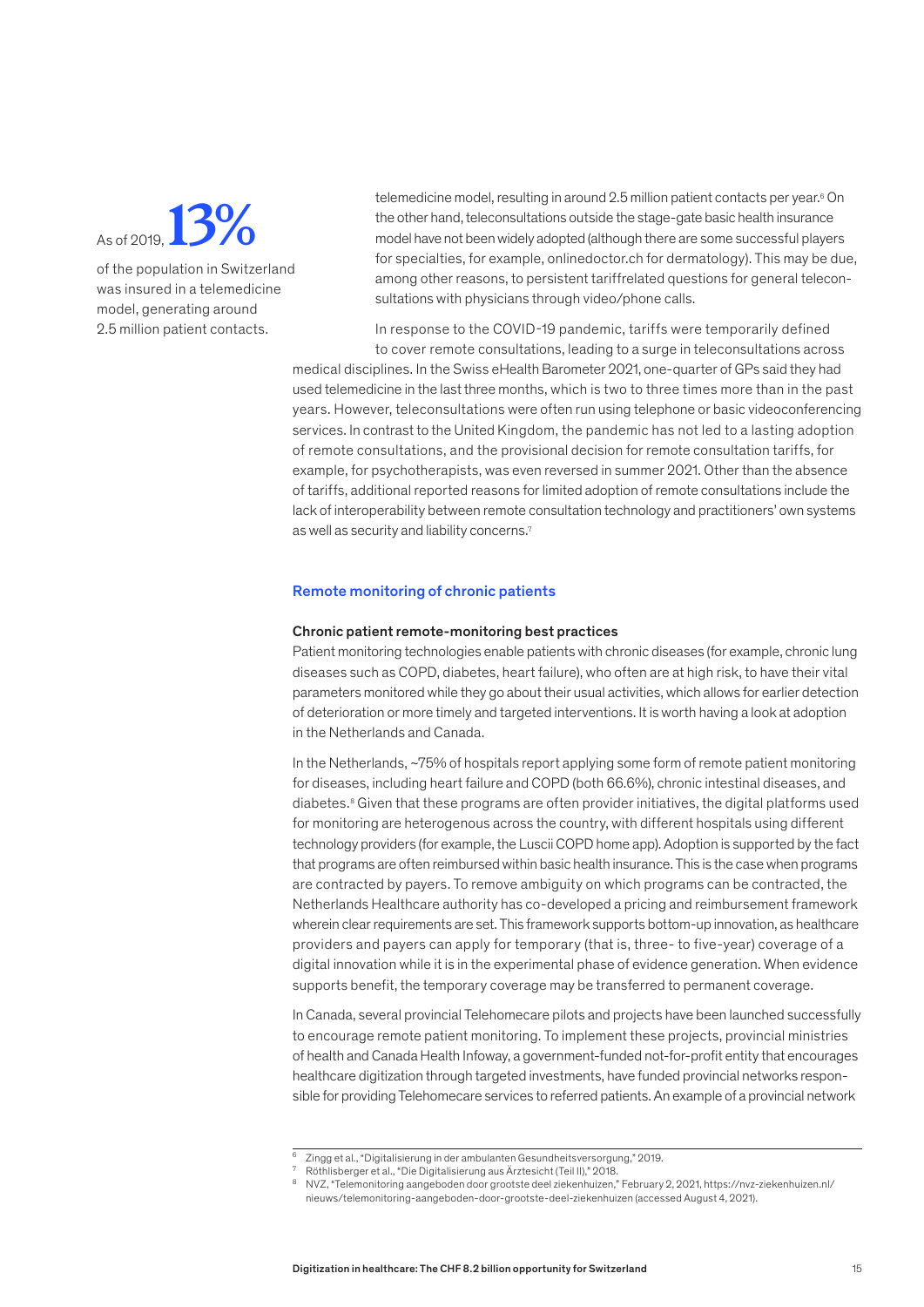As of 2019, **13%**

of the population in Switzerland was insured in a telemedicine model, generating around 2.5 million patient contacts.

telemedicine model, resulting in around 2.5 million patient contacts per year.[6] On the other hand, teleconsultations outside the stage-gate basic health insurance model have not been widely adopted (although there are some successful players for specialties, for example, onlinedoctor.ch for dermatology). This may be due, among other reasons, to persistent tarifffrelated questions for general teleconsultations with physicians through video/phone calls.

In response to the COVID-19 pandemic, tariffs were temporarily defined to cover remote consultations, leading to a surge in teleconsultations across medical disciplines. In the Swiss eHealth Barometer 2021, one-quarter of GPs said they had used telemedicine in the last three months, which is two to three times more than in the past years. However, teleconsultations were often run using telephone or basic videoconferencing services. In contrast to the United Kingdom, the pandemic has not led to a lasting adoption of remote consultations, and the provisional decision for remote consultation tariffs, for example, for psychotherapists, was even reversed in summer 2021. Other than the absence of tariffs, additional reported reasons for limited adoption of remote consultations include the lack of interoperability between remote consultation technology and practitioners' own systems as well as security and liability concerns.[7]

## Remote monitoring of chronic patients

### Chronic patient remote-monitoring best practices

Patient monitoring technologies enable patients with chronic diseases (for example, chronic lung diseases such as COPD, diabetes, heart failure), who often are at high risk, to have their vital parameters monitored while they go about their usual activities, which allows for earlier detection of deterioration or more timely and targeted interventions. It is worth having a look at adoption in the Netherlands and Canada.

In the Netherlands, ~75% of hospitals report applying some form of remote patient monitoring for diseases, including heart failure and COPD (both 66.6%), chronic intestinal diseases, and diabetes.[8] Given that these programs are often provider initiatives, the digital platforms used for monitoring are heterogenous across the country, with different hospitals using different technology providers (for example, the Luscii COPD home app). Adoption is supported by the fact that programs are often reimbursed within basic health insurance. This is the case when programs are contracted by payers. To remove ambiguity on which programs can be contracted, the Netherlands Healthcare authority has co-developed a pricing and reimbursement framework wherein clear requirements are set. This framework supports bottom-up innovation, as healthcare providers and payers can apply for temporary (that is, three- to five-year) coverage of a digital innovation while it is in the experimental phase of evidence generation. When evidence supports benefit, the temporary coverage may be transferred to permanent coverage.

In Canada, several provincial Telehomecare pilots and projects have been launched successfully to encourage remote patient monitoring. To implement these projects, provincial ministries of health and Canada Health Infoway, a government-funded not-for-profit entity that encourages healthcare digitization through targeted investments, have funded provincial networks responsible for providing Telehomecare services to referred patients. An example of a provincial network

[6] Zingg et al., "Digitalisierung in der ambulanten Gesundheitsversorgung," 2019.

[7] Röthlisberger et al., "Die Digitalisierung aus Ärztesicht (Teil II)," 2018.

[8] NVZ, "Telemonitoring aangeboden door grootste deel ziekenhuizen," February 2, 2021, https://nvz-ziekenhuizen.nl/nieuws/telemonitoring-aangeboden-door-grootste-deel-ziekenhuizen (accessed August 4, 2021).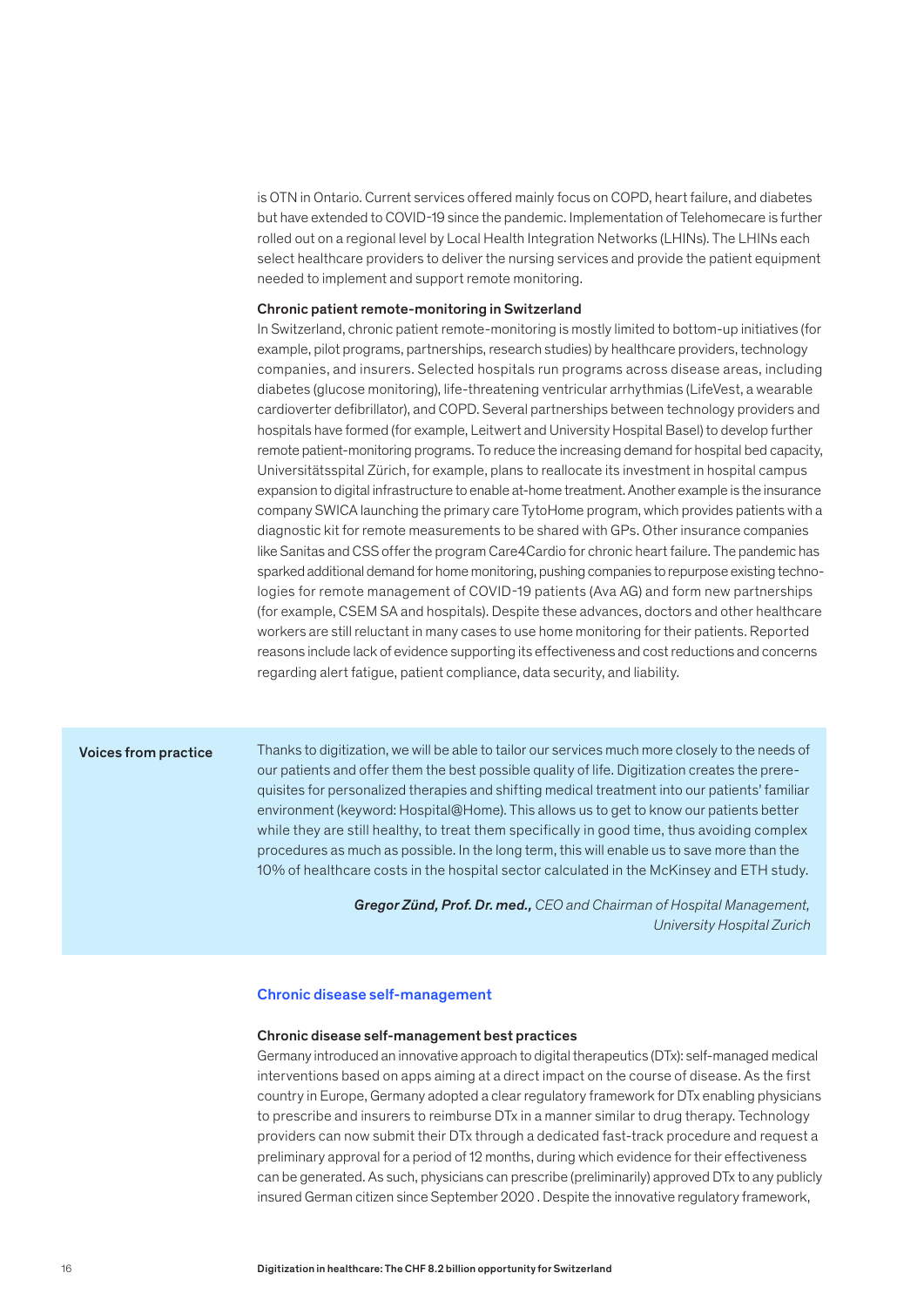is OTN in Ontario. Current services offered mainly focus on COPD, heart failure, and diabetes but have extended to COVID-19 since the pandemic. Implementation of Telehomecare is further rolled out on a regional level by Local Health Integration Networks (LHINs). The LHINs each select healthcare providers to deliver the nursing services and provide the patient equipment needed to implement and support remote monitoring.

#### Chronic patient remote-monitoring in Switzerland

In Switzerland, chronic patient remote-monitoring is mostly limited to bottom-up initiatives (for example, pilot programs, partnerships, research studies) by healthcare providers, technology companies, and insurers. Selected hospitals run programs across disease areas, including diabetes (glucose monitoring), life-threatening ventricular arrhythmias (LifeVest, a wearable cardioverter defibrillator), and COPD. Several partnerships between technology providers and hospitals have formed (for example, Leitwert and University Hospital Basel) to develop further remote patient-monitoring programs. To reduce the increasing demand for hospital bed capacity, Universitätsspital Zürich, for example, plans to reallocate its investment in hospital campus expansion to digital infrastructure to enable at-home treatment. Another example is the insurance company SWICA launching the primary care TytoHome program, which provides patients with a diagnostic kit for remote measurements to be shared with GPs. Other insurance companies like Sanitas and CSS offer the program Care4Cardio for chronic heart failure. The pandemic has sparked additional demand for home monitoring, pushing companies to repurpose existing technologies for remote management of COVID-19 patients (Ava AG) and form new partnerships (for example, CSEM SA and hospitals). Despite these advances, doctors and other healthcare workers are still reluctant in many cases to use home monitoring for their patients. Reported reasons include lack of evidence supporting its effectiveness and cost reductions and concerns regarding alert fatigue, patient compliance, data security, and liability.

**Voices from practice**

Thanks to digitization, we will be able to tailor our services much more closely to the needs of our patients and offer them the best possible quality of life. Digitization creates the prerequisites for personalized therapies and shifting medical treatment into our patients' familiar environment (keyword: Hospital@Home). This allows us to get to know our patients better while they are still healthy, to treat them specifically in good time, thus avoiding complex procedures as much as possible. In the long term, this will enable us to save more than the 10% of healthcare costs in the hospital sector calculated in the McKinsey and ETH study.

***Gregor Zünd, Prof. Dr. med.,*** *CEO and Chairman of Hospital Management, University Hospital Zurich*

### Chronic disease self-management

#### Chronic disease self-management best practices

Germany introduced an innovative approach to digital therapeutics (DTx): self-managed medical interventions based on apps aiming at a direct impact on the course of disease. As the first country in Europe, Germany adopted a clear regulatory framework for DTx enabling physicians to prescribe and insurers to reimburse DTx in a manner similar to drug therapy. Technology providers can now submit their DTx through a dedicated fast-track procedure and request a preliminary approval for a period of 12 months, during which evidence for their effectiveness can be generated. As such, physicians can prescribe (preliminarily) approved DTx to any publicly insured German citizen since September 2020 . Despite the innovative regulatory framework,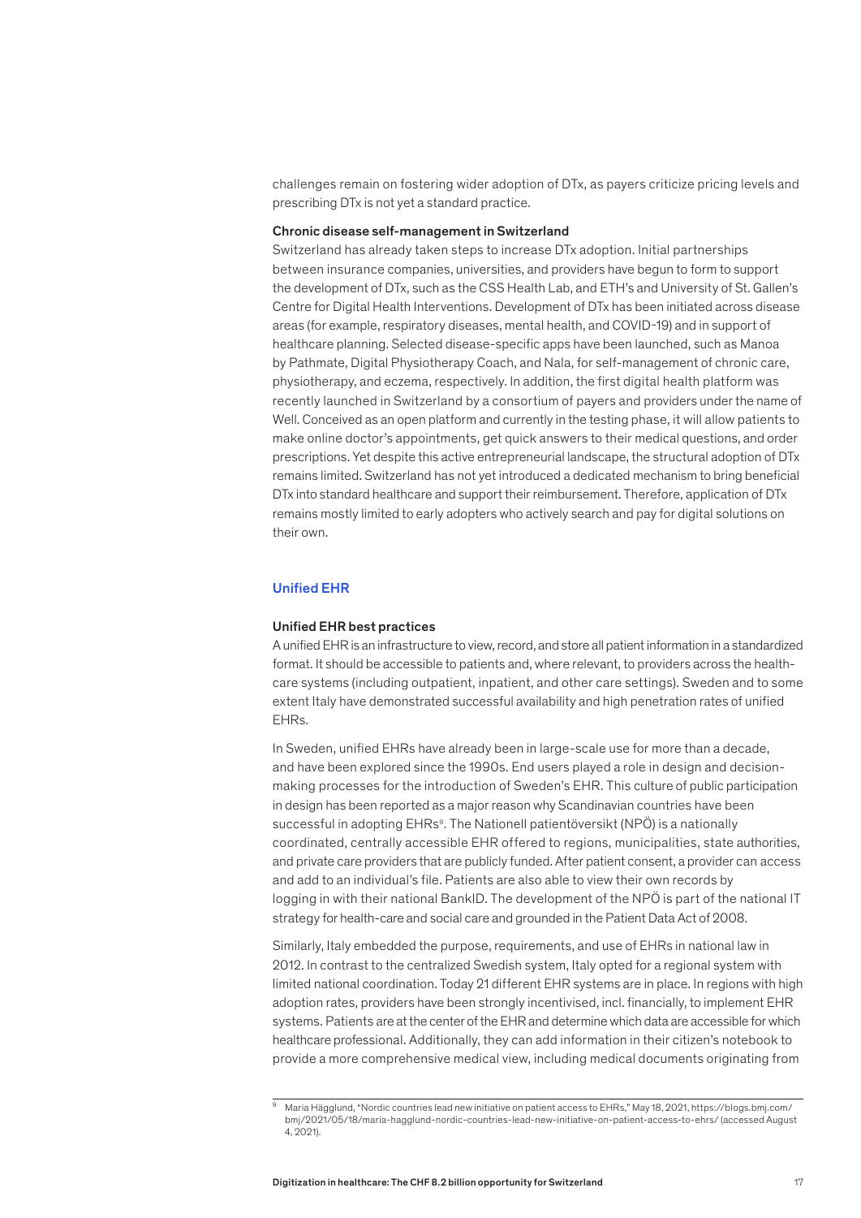challenges remain on fostering wider adoption of DTx, as payers criticize pricing levels and prescribing DTx is not yet a standard practice.

**Chronic disease self-management in Switzerland**

Switzerland has already taken steps to increase DTx adoption. Initial partnerships between insurance companies, universities, and providers have begun to form to support the development of DTx, such as the CSS Health Lab, and ETH's and University of St. Gallen's Centre for Digital Health Interventions. Development of DTx has been initiated across disease areas (for example, respiratory diseases, mental health, and COVID-19) and in support of healthcare planning. Selected disease-specific apps have been launched, such as Manoa by Pathmate, Digital Physiotherapy Coach, and Nala, for self-management of chronic care, physiotherapy, and eczema, respectively. In addition, the first digital health platform was recently launched in Switzerland by a consortium of payers and providers under the name of Well. Conceived as an open platform and currently in the testing phase, it will allow patients to make online doctor's appointments, get quick answers to their medical questions, and order prescriptions. Yet despite this active entrepreneurial landscape, the structural adoption of DTx remains limited. Switzerland has not yet introduced a dedicated mechanism to bring beneficial DTx into standard healthcare and support their reimbursement. Therefore, application of DTx remains mostly limited to early adopters who actively search and pay for digital solutions on their own.

## Unified EHR

**Unified EHR best practices**

A unified EHR is an infrastructure to view, record, and store all patient information in a standardized format. It should be accessible to patients and, where relevant, to providers across the health-care systems (including outpatient, inpatient, and other care settings). Sweden and to some extent Italy have demonstrated successful availability and high penetration rates of unified EHRs.

In Sweden, unified EHRs have already been in large-scale use for more than a decade, and have been explored since the 1990s. End users played a role in design and decision-making processes for the introduction of Sweden's EHR. This culture of public participation in design has been reported as a major reason why Scandinavian countries have been successful in adopting EHRs[9]. The Nationell patientöversikt (NPÖ) is a nationally coordinated, centrally accessible EHR offered to regions, municipalities, state authorities, and private care providers that are publicly funded. After patient consent, a provider can access and add to an individual's file. Patients are also able to view their own records by logging in with their national BankID. The development of the NPÖ is part of the national IT strategy for health-care and social care and grounded in the Patient Data Act of 2008.

Similarly, Italy embedded the purpose, requirements, and use of EHRs in national law in 2012. In contrast to the centralized Swedish system, Italy opted for a regional system with limited national coordination. Today 21 different EHR systems are in place. In regions with high adoption rates, providers have been strongly incentivised, incl. financially, to implement EHR systems. Patients are at the center of the EHR and determine which data are accessible for which healthcare professional. Additionally, they can add information in their citizen's notebook to provide a more comprehensive medical view, including medical documents originating from

[9] Maria Hägglund, "Nordic countries lead new initiative on patient access to EHRs," May 18, 2021, https://blogs.bmj.com/bmj/2021/05/18/maria-hagglund-nordic-countries-lead-new-initiative-on-patient-access-to-ehrs/ (accessed August 4, 2021).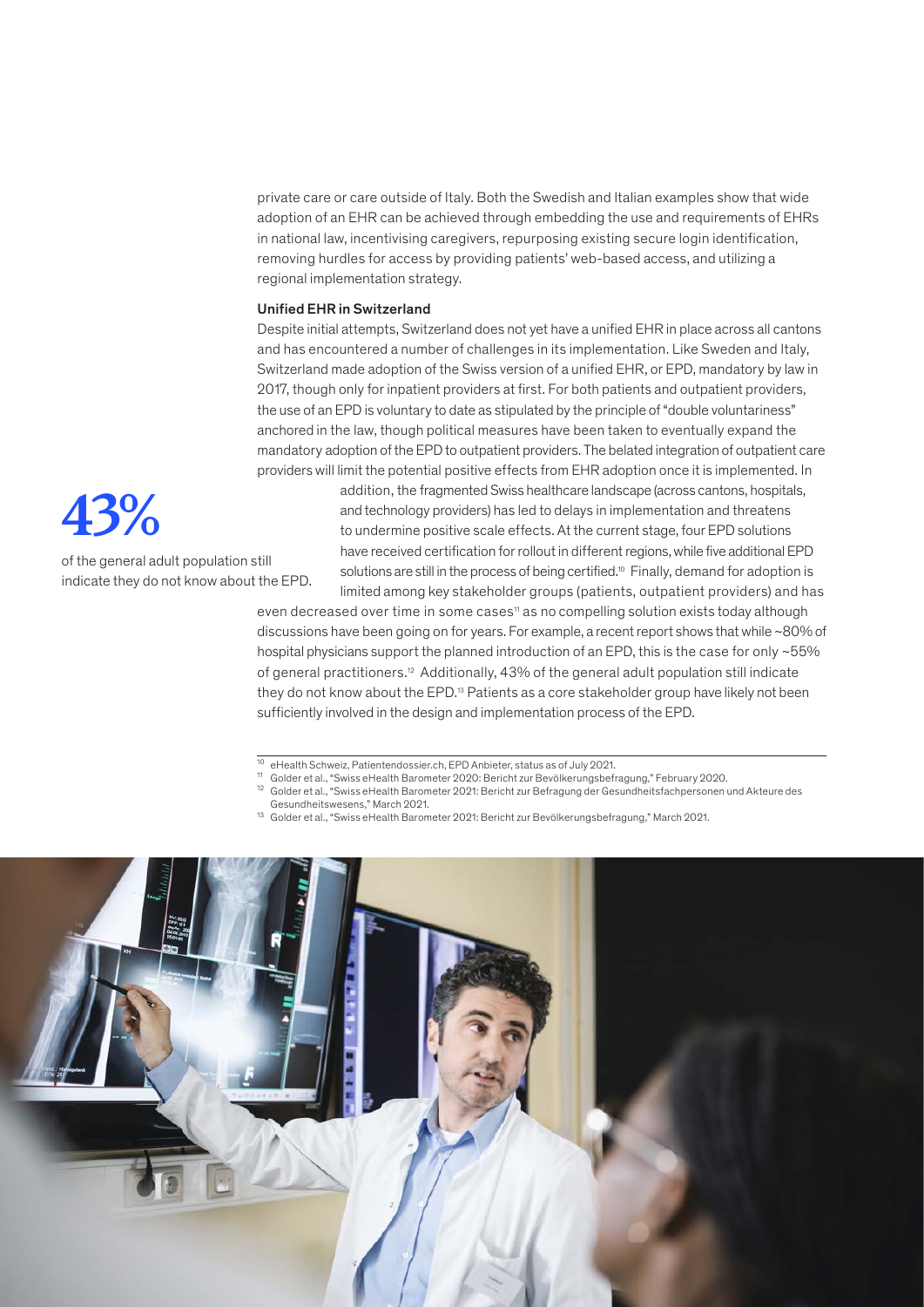private care or care outside of Italy. Both the Swedish and Italian examples show that wide adoption of an EHR can be achieved through embedding the use and requirements of EHRs in national law, incentivising caregivers, repurposing existing secure login identification, removing hurdles for access by providing patients' web-based access, and utilizing a regional implementation strategy.

### Unified EHR in Switzerland

Despite initial attempts, Switzerland does not yet have a unified EHR in place across all cantons and has encountered a number of challenges in its implementation. Like Sweden and Italy, Switzerland made adoption of the Swiss version of a unified EHR, or EPD, mandatory by law in 2017, though only for inpatient providers at first. For both patients and outpatient providers, the use of an EPD is voluntary to date as stipulated by the principle of "double voluntariness" anchored in the law, though political measures have been taken to eventually expand the mandatory adoption of the EPD to outpatient providers. The belated integration of outpatient care providers will limit the potential positive effects from EHR adoption once it is implemented. In addition, the fragmented Swiss healthcare landscape (across cantons, hospitals, and technology providers) has led to delays in implementation and threatens to undermine positive scale effects. At the current stage, four EPD solutions have received certification for rollout in different regions, while five additional EPD solutions are still in the process of being certified.[10] Finally, demand for adoption is limited among key stakeholder groups (patients, outpatient providers) and has even decreased over time in some cases[11] as no compelling solution exists today although discussions have been going on for years. For example, a recent report shows that while ~80% of hospital physicians support the planned introduction of an EPD, this is the case for only ~55% of general practitioners.[12] Additionally, 43% of the general adult population still indicate they do not know about the EPD.[13] Patients as a core stakeholder group have likely not been sufficiently involved in the design and implementation process of the EPD.

**43%**

of the general adult population still indicate they do not know about the EPD.

---

[10] eHealth Schweiz, Patientendossier.ch, EPD Anbieter, status as of July 2021.

[11] Golder et al., "Swiss eHealth Barometer 2020: Bericht zur Bevölkerungsbefragung," February 2020.

[12] Golder et al., "Swiss eHealth Barometer 2021: Bericht zur Befragung der Gesundheitsfachpersonen und Akteure des Gesundheitswesens," March 2021.

[13] Golder et al., "Swiss eHealth Barometer 2021: Bericht zur Bevölkerungsbefragung," March 2021.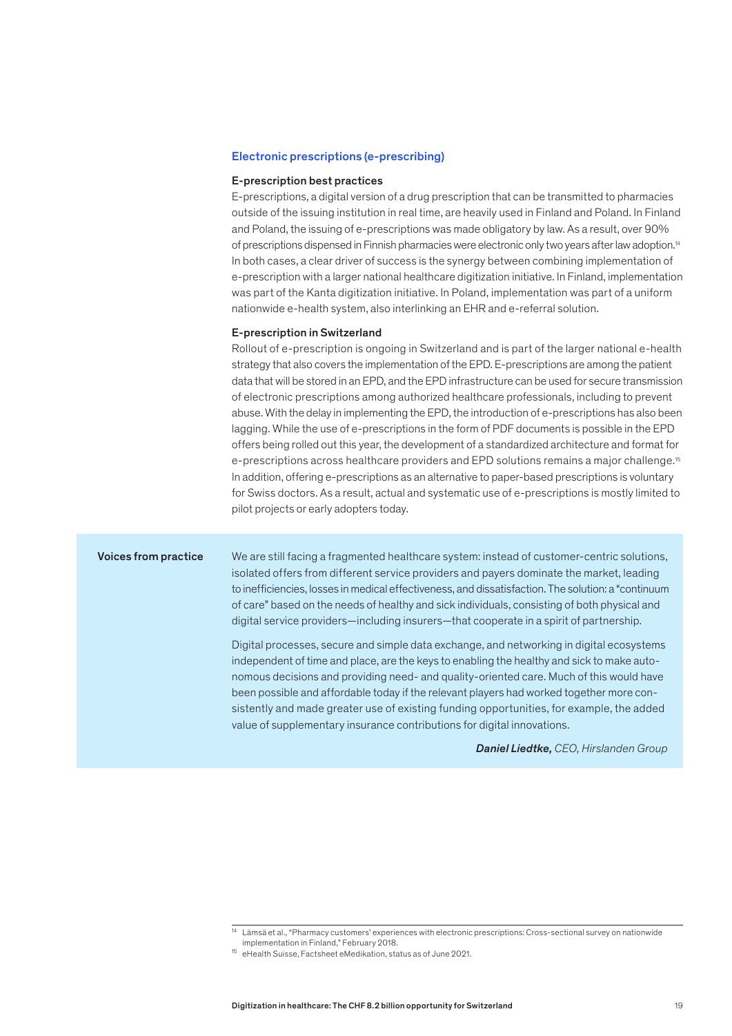## Electronic prescriptions (e-prescribing)

### E-prescription best practices

E-prescriptions, a digital version of a drug prescription that can be transmitted to pharmacies outside of the issuing institution in real time, are heavily used in Finland and Poland. In Finland and Poland, the issuing of e-prescriptions was made obligatory by law. As a result, over 90% of prescriptions dispensed in Finnish pharmacies were electronic only two years after law adoption.[14] In both cases, a clear driver of success is the synergy between combining implementation of e-prescription with a larger national healthcare digitization initiative. In Finland, implementation was part of the Kanta digitization initiative. In Poland, implementation was part of a uniform nationwide e-health system, also interlinking an EHR and e-referral solution.

### E-prescription in Switzerland

Rollout of e-prescription is ongoing in Switzerland and is part of the larger national e-health strategy that also covers the implementation of the EPD. E-prescriptions are among the patient data that will be stored in an EPD, and the EPD infrastructure can be used for secure transmission of electronic prescriptions among authorized healthcare professionals, including to prevent abuse. With the delay in implementing the EPD, the introduction of e-prescriptions has also been lagging. While the use of e-prescriptions in the form of PDF documents is possible in the EPD offers being rolled out this year, the development of a standardized architecture and format for e-prescriptions across healthcare providers and EPD solutions remains a major challenge.[15] In addition, offering e-prescriptions as an alternative to paper-based prescriptions is voluntary for Swiss doctors. As a result, actual and systematic use of e-prescriptions is mostly limited to pilot projects or early adopters today.

**Voices from practice**

We are still facing a fragmented healthcare system: instead of customer-centric solutions, isolated offers from different service providers and payers dominate the market, leading to inefficiencies, losses in medical effectiveness, and dissatisfaction. The solution: a "continuum of care" based on the needs of healthy and sick individuals, consisting of both physical and digital service providers—including insurers—that cooperate in a spirit of partnership.

Digital processes, secure and simple data exchange, and networking in digital ecosystems independent of time and place, are the keys to enabling the healthy and sick to make autonomous decisions and providing need- and quality-oriented care. Much of this would have been possible and affordable today if the relevant players had worked together more consistently and made greater use of existing funding opportunities, for example, the added value of supplementary insurance contributions for digital innovations.

***Daniel Liedtke,*** *CEO, Hirslanden Group*

---

[14] Lämsä et al., "Pharmacy customers' experiences with electronic prescriptions: Cross-sectional survey on nationwide implementation in Finland," February 2018.

[15] eHealth Suisse, Factsheet eMedikation, status as of June 2021.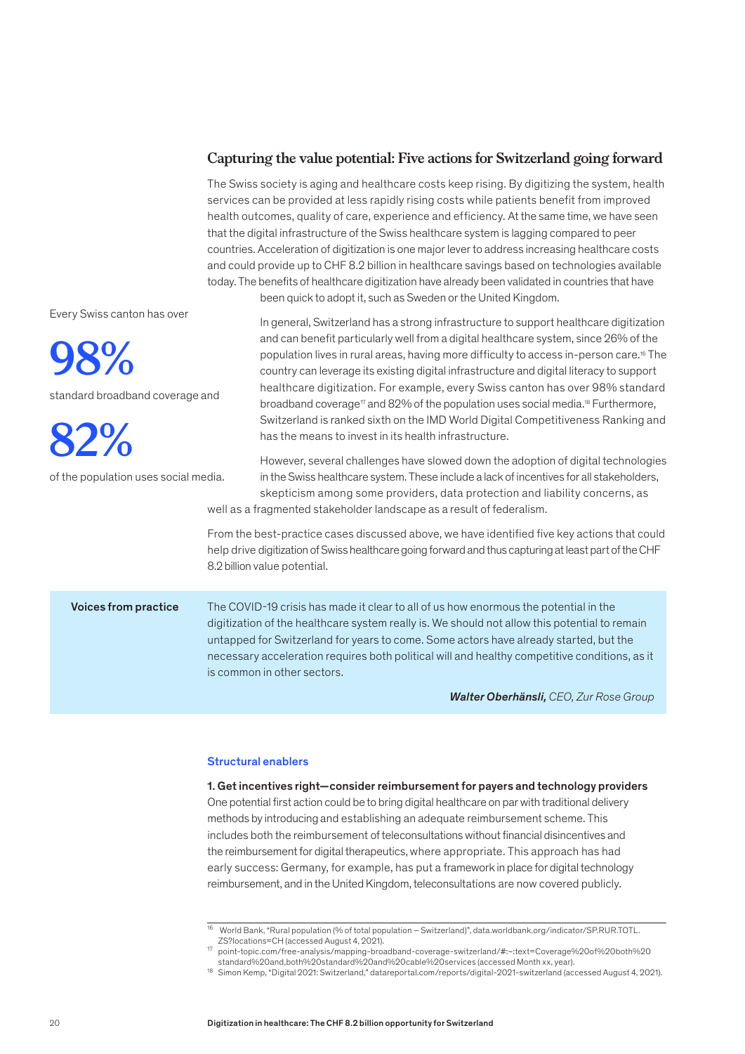## Capturing the value potential: Five actions for Switzerland going forward

The Swiss society is aging and healthcare costs keep rising. By digitizing the system, health services can be provided at less rapidly rising costs while patients benefit from improved health outcomes, quality of care, experience and efficiency. At the same time, we have seen that the digital infrastructure of the Swiss healthcare system is lagging compared to peer countries. Acceleration of digitization is one major lever to address increasing healthcare costs and could provide up to CHF 8.2 billion in healthcare savings based on technologies available today. The benefits of healthcare digitization have already been validated in countries that have been quick to adopt it, such as Sweden or the United Kingdom.

Every Swiss canton has over

**98%**

standard broadband coverage and

**82%**

of the population uses social media.

In general, Switzerland has a strong infrastructure to support healthcare digitization and can benefit particularly well from a digital healthcare system, since 26% of the population lives in rural areas, having more difficulty to access in-person care.[16] The country can leverage its existing digital infrastructure and digital literacy to support healthcare digitization. For example, every Swiss canton has over 98% standard broadband coverage[17] and 82% of the population uses social media.[18] Furthermore, Switzerland is ranked sixth on the IMD World Digital Competitiveness Ranking and has the means to invest in its health infrastructure.

However, several challenges have slowed down the adoption of digital technologies in the Swiss healthcare system. These include a lack of incentives for all stakeholders, skepticism among some providers, data protection and liability concerns, as well as a fragmented stakeholder landscape as a result of federalism.

From the best-practice cases discussed above, we have identified five key actions that could help drive digitization of Swiss healthcare going forward and thus capturing at least part of the CHF 8.2 billion value potential.

> **Voices from practice**
>
> The COVID-19 crisis has made it clear to all of us how enormous the potential in the digitization of the healthcare system really is. We should not allow this potential to remain untapped for Switzerland for years to come. Some actors have already started, but the necessary acceleration requires both political will and healthy competitive conditions, as it is common in other sectors.
>
> ***Walter Oberhänsli,*** *CEO, Zur Rose Group*

### Structural enablers

**1. Get incentives right—consider reimbursement for payers and technology providers**
One potential first action could be to bring digital healthcare on par with traditional delivery methods by introducing and establishing an adequate reimbursement scheme. This includes both the reimbursement of teleconsultations without financial disincentives and the reimbursement for digital therapeutics, where appropriate. This approach has had early success: Germany, for example, has put a framework in place for digital technology reimbursement, and in the United Kingdom, teleconsultations are now covered publicly.

---

[16] World Bank, "Rural population (% of total population – Switzerland)", data.worldbank.org/indicator/SP.RUR.TOTL.ZS?locations=CH (accessed August 4, 2021).
[17] point-topic.com/free-analysis/mapping-broadband-coverage-switzerland/#:~:text=Coverage%20of%20both%20standard%20and,both%20standard%20and%20cable%20services (accessed Month xx, year).
[18] Simon Kemp, "Digital 2021: Switzerland," datareportal.com/reports/digital-2021-switzerland (accessed August 4, 2021).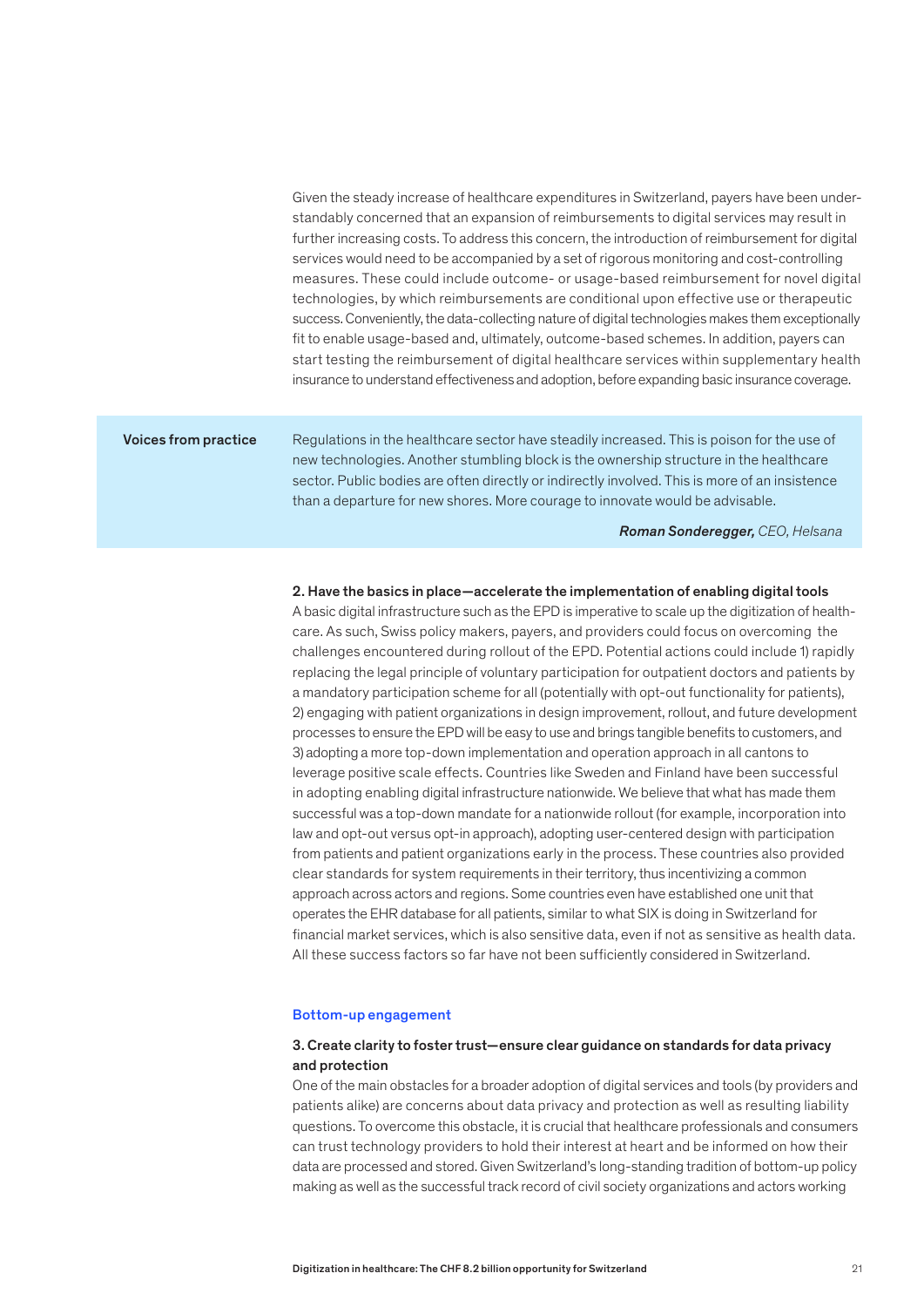Given the steady increase of healthcare expenditures in Switzerland, payers have been understandably concerned that an expansion of reimbursements to digital services may result in further increasing costs. To address this concern, the introduction of reimbursement for digital services would need to be accompanied by a set of rigorous monitoring and cost-controlling measures. These could include outcome- or usage-based reimbursement for novel digital technologies, by which reimbursements are conditional upon effective use or therapeutic success. Conveniently, the data-collecting nature of digital technologies makes them exceptionally fit to enable usage-based and, ultimately, outcome-based schemes. In addition, payers can start testing the reimbursement of digital healthcare services within supplementary health insurance to understand effectiveness and adoption, before expanding basic insurance coverage.

> **Voices from practice**
>
> Regulations in the healthcare sector have steadily increased. This is poison for the use of new technologies. Another stumbling block is the ownership structure in the healthcare sector. Public bodies are often directly or indirectly involved. This is more of an insistence than a departure for new shores. More courage to innovate would be advisable.
>
> ***Roman Sonderegger,*** *CEO, Helsana*

**2. Have the basics in place—accelerate the implementation of enabling digital tools**

A basic digital infrastructure such as the EPD is imperative to scale up the digitization of healthcare. As such, Swiss policy makers, payers, and providers could focus on overcoming the challenges encountered during rollout of the EPD. Potential actions could include 1) rapidly replacing the legal principle of voluntary participation for outpatient doctors and patients by a mandatory participation scheme for all (potentially with opt-out functionality for patients), 2) engaging with patient organizations in design improvement, rollout, and future development processes to ensure the EPD will be easy to use and brings tangible benefits to customers, and 3) adopting a more top-down implementation and operation approach in all cantons to leverage positive scale effects. Countries like Sweden and Finland have been successful in adopting enabling digital infrastructure nationwide. We believe that what has made them successful was a top-down mandate for a nationwide rollout (for example, incorporation into law and opt-out versus opt-in approach), adopting user-centered design with participation from patients and patient organizations early in the process. These countries also provided clear standards for system requirements in their territory, thus incentivizing a common approach across actors and regions. Some countries even have established one unit that operates the EHR database for all patients, similar to what SIX is doing in Switzerland for financial market services, which is also sensitive data, even if not as sensitive as health data. All these success factors so far have not been sufficiently considered in Switzerland.

## Bottom-up engagement

**3. Create clarity to foster trust—ensure clear guidance on standards for data privacy and protection**

One of the main obstacles for a broader adoption of digital services and tools (by providers and patients alike) are concerns about data privacy and protection as well as resulting liability questions. To overcome this obstacle, it is crucial that healthcare professionals and consumers can trust technology providers to hold their interest at heart and be informed on how their data are processed and stored. Given Switzerland's long-standing tradition of bottom-up policy making as well as the successful track record of civil society organizations and actors working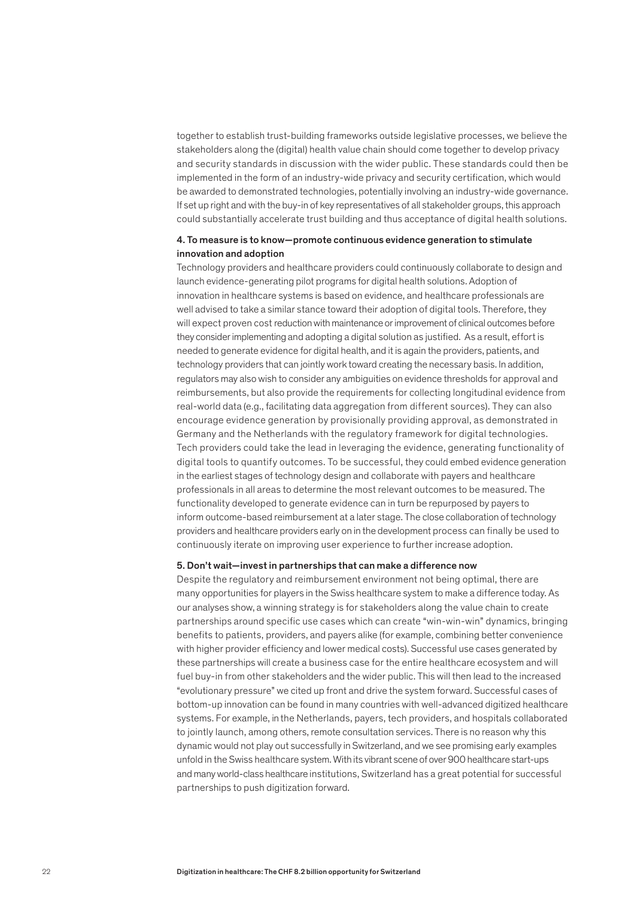together to establish trust-building frameworks outside legislative processes, we believe the stakeholders along the (digital) health value chain should come together to develop privacy and security standards in discussion with the wider public. These standards could then be implemented in the form of an industry-wide privacy and security certification, which would be awarded to demonstrated technologies, potentially involving an industry-wide governance. If set up right and with the buy-in of key representatives of all stakeholder groups, this approach could substantially accelerate trust building and thus acceptance of digital health solutions.

**4. To measure is to know—promote continuous evidence generation to stimulate innovation and adoption**

Technology providers and healthcare providers could continuously collaborate to design and launch evidence-generating pilot programs for digital health solutions. Adoption of innovation in healthcare systems is based on evidence, and healthcare professionals are well advised to take a similar stance toward their adoption of digital tools. Therefore, they will expect proven cost reduction with maintenance or improvement of clinical outcomes before they consider implementing and adopting a digital solution as justified. As a result, effort is needed to generate evidence for digital health, and it is again the providers, patients, and technology providers that can jointly work toward creating the necessary basis. In addition, regulators may also wish to consider any ambiguities on evidence thresholds for approval and reimbursements, but also provide the requirements for collecting longitudinal evidence from real-world data (e.g., facilitating data aggregation from different sources). They can also encourage evidence generation by provisionally providing approval, as demonstrated in Germany and the Netherlands with the regulatory framework for digital technologies. Tech providers could take the lead in leveraging the evidence, generating functionality of digital tools to quantify outcomes. To be successful, they could embed evidence generation in the earliest stages of technology design and collaborate with payers and healthcare professionals in all areas to determine the most relevant outcomes to be measured. The functionality developed to generate evidence can in turn be repurposed by payers to inform outcome-based reimbursement at a later stage. The close collaboration of technology providers and healthcare providers early on in the development process can finally be used to continuously iterate on improving user experience to further increase adoption.

**5. Don't wait—invest in partnerships that can make a difference now**

Despite the regulatory and reimbursement environment not being optimal, there are many opportunities for players in the Swiss healthcare system to make a difference today. As our analyses show, a winning strategy is for stakeholders along the value chain to create partnerships around specific use cases which can create "win-win-win" dynamics, bringing benefits to patients, providers, and payers alike (for example, combining better convenience with higher provider efficiency and lower medical costs). Successful use cases generated by these partnerships will create a business case for the entire healthcare ecosystem and will fuel buy-in from other stakeholders and the wider public. This will then lead to the increased "evolutionary pressure" we cited up front and drive the system forward. Successful cases of bottom-up innovation can be found in many countries with well-advanced digitized healthcare systems. For example, in the Netherlands, payers, tech providers, and hospitals collaborated to jointly launch, among others, remote consultation services. There is no reason why this dynamic would not play out successfully in Switzerland, and we see promising early examples unfold in the Swiss healthcare system. With its vibrant scene of over 900 healthcare start-ups and many world-class healthcare institutions, Switzerland has a great potential for successful partnerships to push digitization forward.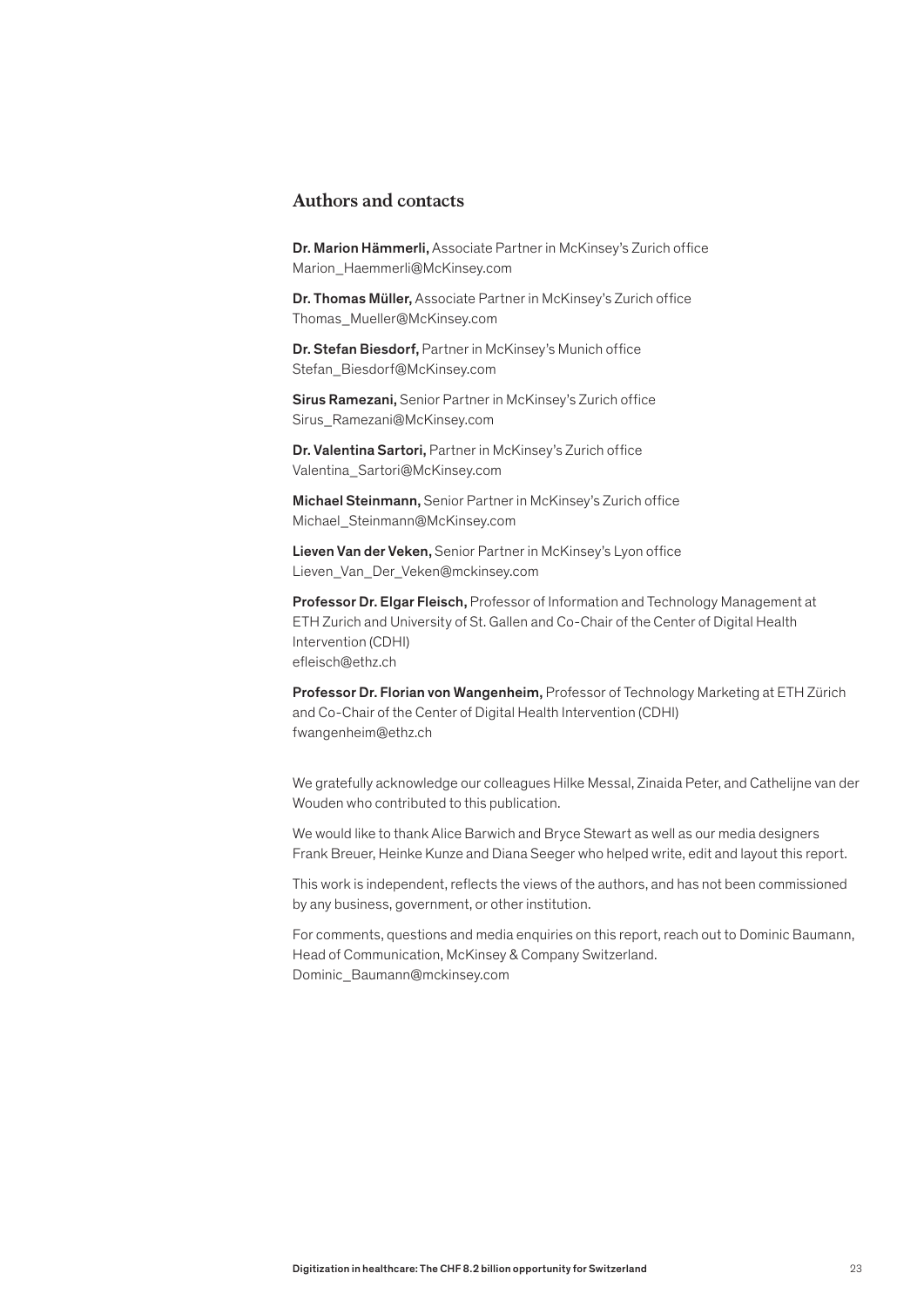## Authors and contacts

**Dr. Marion Hämmerli,** Associate Partner in McKinsey's Zurich office
Marion_Haemmerli@McKinsey.com

**Dr. Thomas Müller,** Associate Partner in McKinsey's Zurich office
Thomas_Mueller@McKinsey.com

**Dr. Stefan Biesdorf,** Partner in McKinsey's Munich office
Stefan_Biesdorf@McKinsey.com

**Sirus Ramezani,** Senior Partner in McKinsey's Zurich office
Sirus_Ramezani@McKinsey.com

**Dr. Valentina Sartori,** Partner in McKinsey's Zurich office
Valentina_Sartori@McKinsey.com

**Michael Steinmann,** Senior Partner in McKinsey's Zurich office
Michael_Steinmann@McKinsey.com

**Lieven Van der Veken,** Senior Partner in McKinsey's Lyon office
Lieven_Van_Der_Veken@mckinsey.com

**Professor Dr. Elgar Fleisch,** Professor of Information and Technology Management at ETH Zurich and University of St. Gallen and Co-Chair of the Center of Digital Health Intervention (CDHI)
efleisch@ethz.ch

**Professor Dr. Florian von Wangenheim,** Professor of Technology Marketing at ETH Zürich and Co-Chair of the Center of Digital Health Intervention (CDHI)
fwangenheim@ethz.ch

We gratefully acknowledge our colleagues Hilke Messal, Zinaida Peter, and Cathelijne van der Wouden who contributed to this publication.

We would like to thank Alice Barwich and Bryce Stewart as well as our media designers Frank Breuer, Heinke Kunze and Diana Seeger who helped write, edit and layout this report.

This work is independent, reflects the views of the authors, and has not been commissioned by any business, government, or other institution.

For comments, questions and media enquiries on this report, reach out to Dominic Baumann, Head of Communication, McKinsey & Company Switzerland.
Dominic_Baumann@mckinsey.com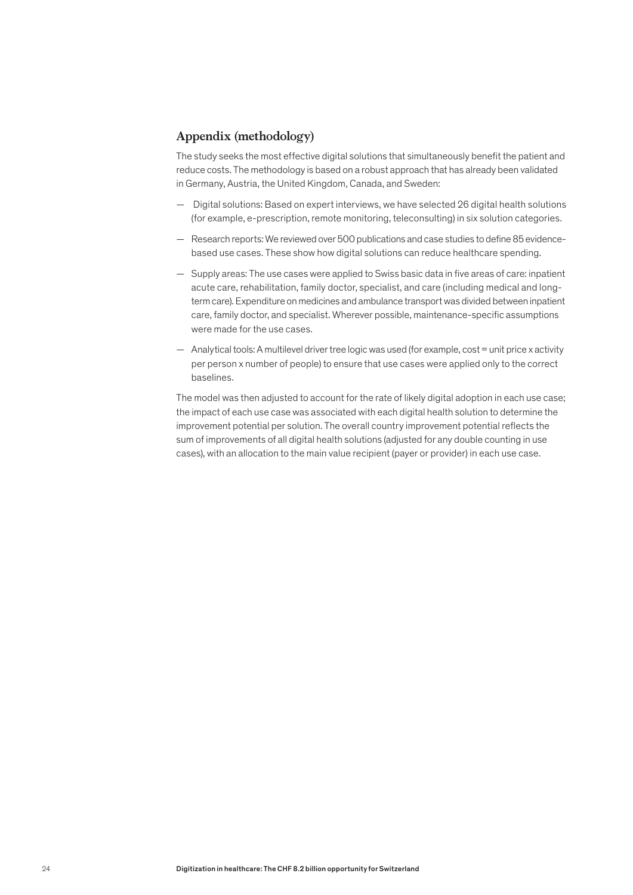## Appendix (methodology)

The study seeks the most effective digital solutions that simultaneously benefit the patient and reduce costs. The methodology is based on a robust approach that has already been validated in Germany, Austria, the United Kingdom, Canada, and Sweden:

- Digital solutions: Based on expert interviews, we have selected 26 digital health solutions (for example, e-prescription, remote monitoring, teleconsulting) in six solution categories.
- Research reports: We reviewed over 500 publications and case studies to define 85 evidence-based use cases. These show how digital solutions can reduce healthcare spending.
- Supply areas: The use cases were applied to Swiss basic data in five areas of care: inpatient acute care, rehabilitation, family doctor, specialist, and care (including medical and long-term care). Expenditure on medicines and ambulance transport was divided between inpatient care, family doctor, and specialist. Wherever possible, maintenance-specific assumptions were made for the use cases.
- Analytical tools: A multilevel driver tree logic was used (for example, cost = unit price x activity per person x number of people) to ensure that use cases were applied only to the correct baselines.

The model was then adjusted to account for the rate of likely digital adoption in each use case; the impact of each use case was associated with each digital health solution to determine the improvement potential per solution. The overall country improvement potential reflects the sum of improvements of all digital health solutions (adjusted for any double counting in use cases), with an allocation to the main value recipient (payer or provider) in each use case.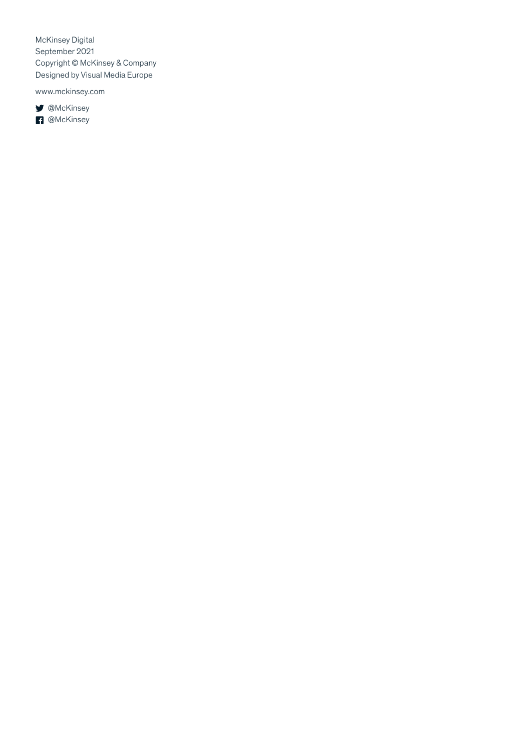McKinsey Digital
September 2021
Copyright © McKinsey & Company
Designed by Visual Media Europe

www.mckinsey.com

@McKinsey
@McKinsey